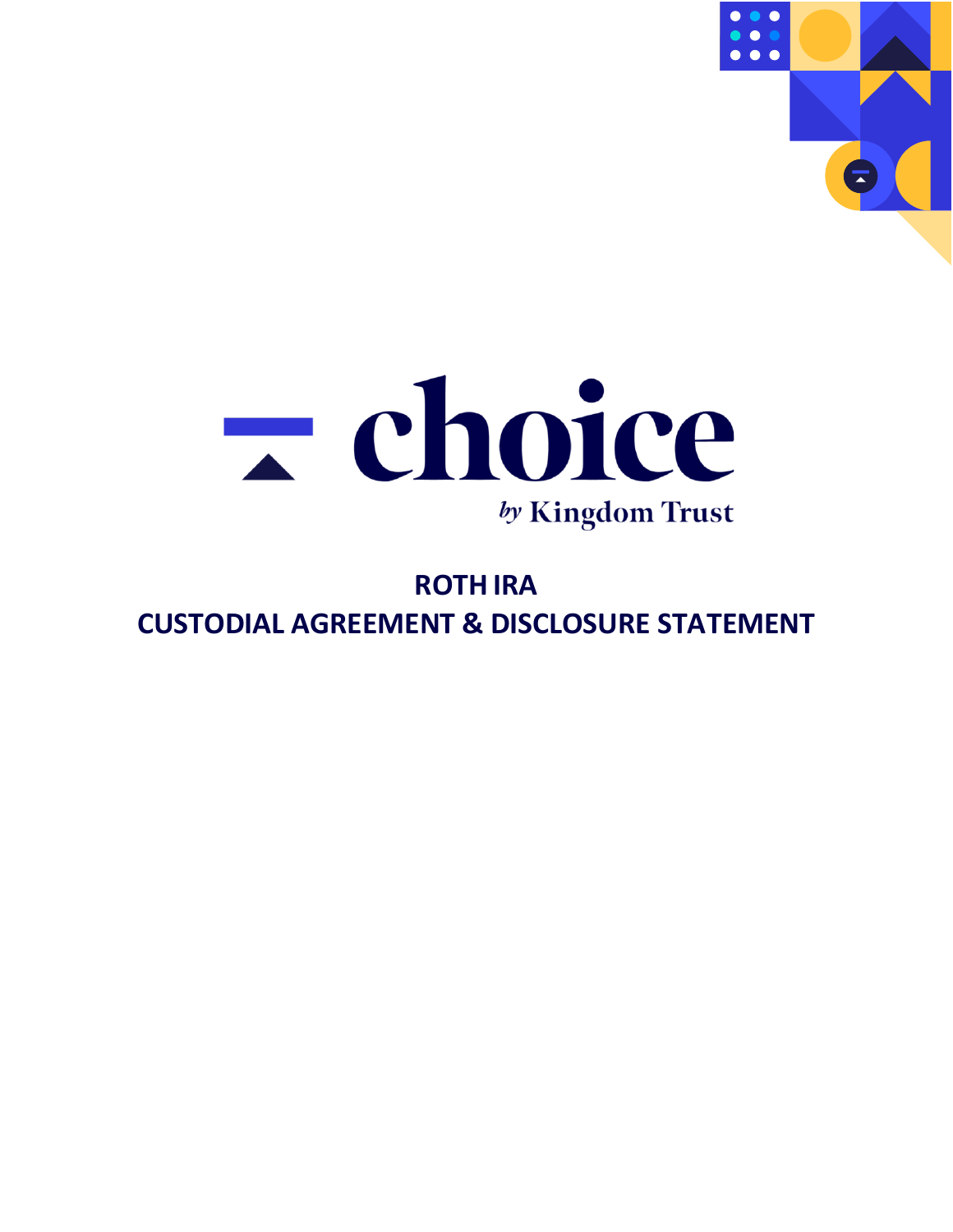choice

*by* Kingdom Trust

# ROTH IRA
# CUSTODIAL AGREEMENT & DISCLOSURE STATEMENT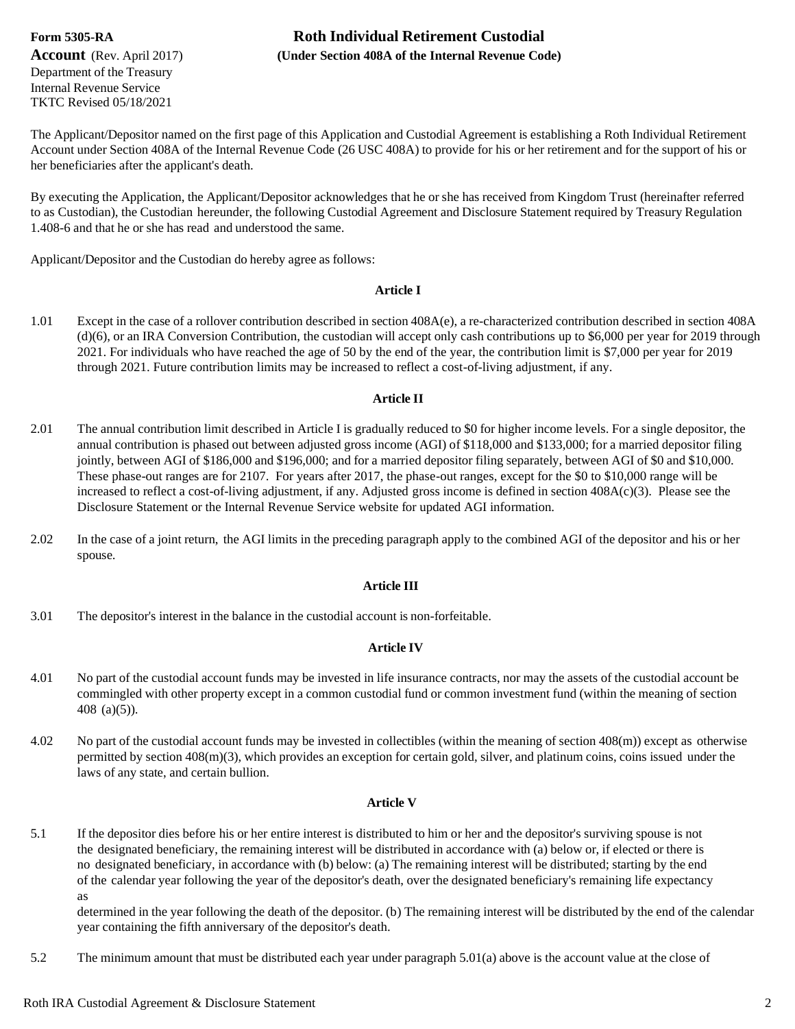**Form 5305-RA Account** (Rev. April 2017)
Department of the Treasury
Internal Revenue Service
TKTC Revised 05/18/2021

# Roth Individual Retirement Custodial Account

**(Under Section 408A of the Internal Revenue Code)**

The Applicant/Depositor named on the first page of this Application and Custodial Agreement is establishing a Roth Individual Retirement Account under Section 408A of the Internal Revenue Code (26 USC 408A) to provide for his or her retirement and for the support of his or her beneficiaries after the applicant's death.

By executing the Application, the Applicant/Depositor acknowledges that he or she has received from Kingdom Trust (hereinafter referred to as Custodian), the Custodian hereunder, the following Custodial Agreement and Disclosure Statement required by Treasury Regulation 1.408-6 and that he or she has read and understood the same.

Applicant/Depositor and the Custodian do hereby agree as follows:

### Article I

1.01 Except in the case of a rollover contribution described in section 408A(e), a re-characterized contribution described in section 408A (d)(6), or an IRA Conversion Contribution, the custodian will accept only cash contributions up to $6,000 per year for 2019 through 2021. For individuals who have reached the age of 50 by the end of the year, the contribution limit is $7,000 per year for 2019 through 2021. Future contribution limits may be increased to reflect a cost-of-living adjustment, if any.

### Article II

2.01 The annual contribution limit described in Article I is gradually reduced to $0 for higher income levels. For a single depositor, the annual contribution is phased out between adjusted gross income (AGI) of $118,000 and $133,000; for a married depositor filing jointly, between AGI of $186,000 and $196,000; and for a married depositor filing separately, between AGI of $0 and $10,000. These phase-out ranges are for 2107. For years after 2017, the phase-out ranges, except for the $0 to $10,000 range will be increased to reflect a cost-of-living adjustment, if any. Adjusted gross income is defined in section 408A(c)(3). Please see the Disclosure Statement or the Internal Revenue Service website for updated AGI information.

2.02 In the case of a joint return, the AGI limits in the preceding paragraph apply to the combined AGI of the depositor and his or her spouse.

### Article III

3.01 The depositor's interest in the balance in the custodial account is non-forfeitable.

### Article IV

4.01 No part of the custodial account funds may be invested in life insurance contracts, nor may the assets of the custodial account be commingled with other property except in a common custodial fund or common investment fund (within the meaning of section 408 (a)(5)).

4.02 No part of the custodial account funds may be invested in collectibles (within the meaning of section 408(m)) except as otherwise permitted by section 408(m)(3), which provides an exception for certain gold, silver, and platinum coins, coins issued under the laws of any state, and certain bullion.

### Article V

5.1 If the depositor dies before his or her entire interest is distributed to him or her and the depositor's surviving spouse is not the designated beneficiary, the remaining interest will be distributed in accordance with (a) below or, if elected or there is no designated beneficiary, in accordance with (b) below: (a) The remaining interest will be distributed; starting by the end of the calendar year following the year of the depositor's death, over the designated beneficiary's remaining life expectancy as determined in the year following the death of the depositor. (b) The remaining interest will be distributed by the end of the calendar year containing the fifth anniversary of the depositor's death.

5.2 The minimum amount that must be distributed each year under paragraph 5.01(a) above is the account value at the close of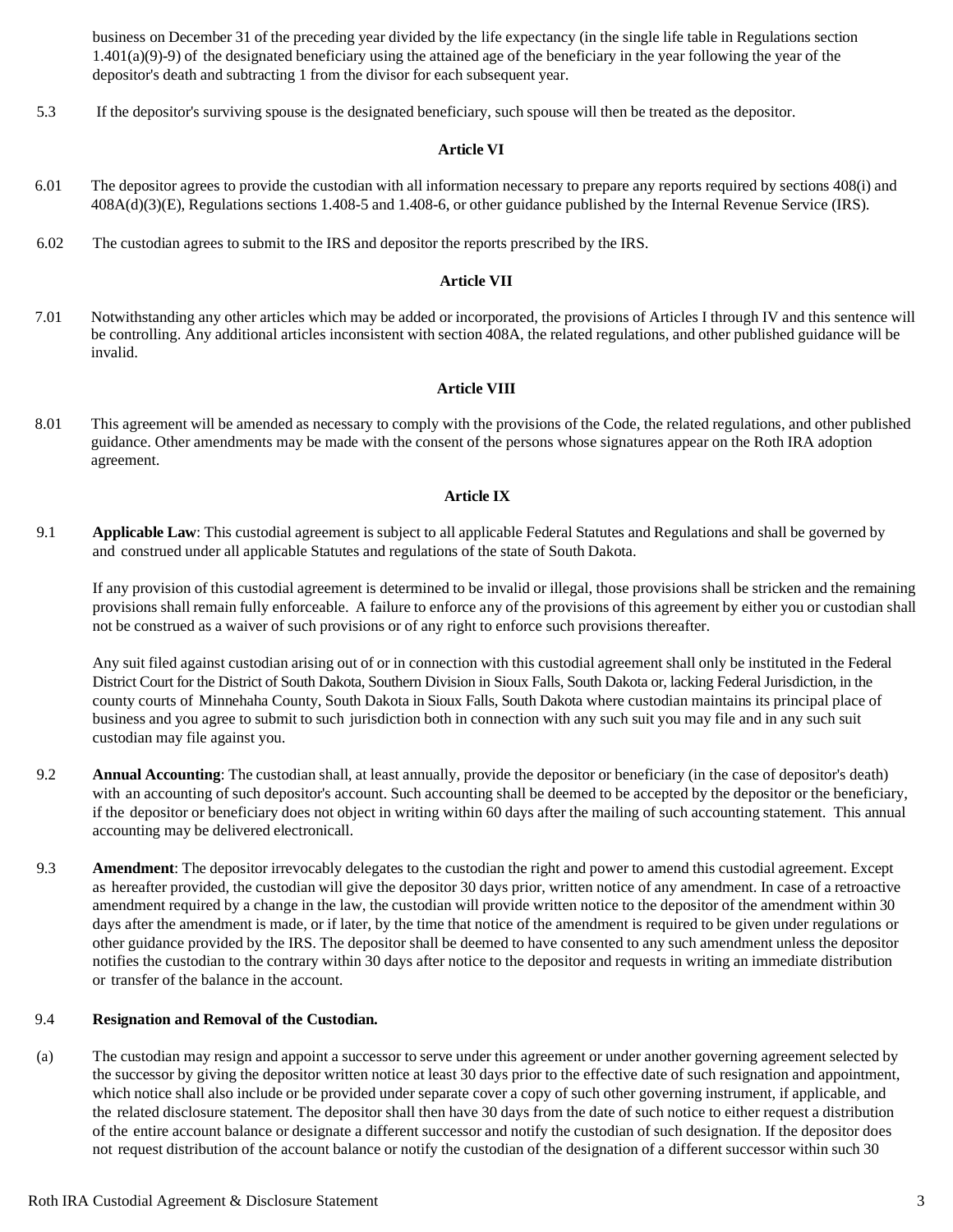business on December 31 of the preceding year divided by the life expectancy (in the single life table in Regulations section 1.401(a)(9)-9) of the designated beneficiary using the attained age of the beneficiary in the year following the year of the depositor's death and subtracting 1 from the divisor for each subsequent year.

5.3 If the depositor's surviving spouse is the designated beneficiary, such spouse will then be treated as the depositor.

**Article VI**

6.01 The depositor agrees to provide the custodian with all information necessary to prepare any reports required by sections 408(i) and 408A(d)(3)(E), Regulations sections 1.408-5 and 1.408-6, or other guidance published by the Internal Revenue Service (IRS).

6.02 The custodian agrees to submit to the IRS and depositor the reports prescribed by the IRS.

**Article VII**

7.01 Notwithstanding any other articles which may be added or incorporated, the provisions of Articles I through IV and this sentence will be controlling. Any additional articles inconsistent with section 408A, the related regulations, and other published guidance will be invalid.

**Article VIII**

8.01 This agreement will be amended as necessary to comply with the provisions of the Code, the related regulations, and other published guidance. Other amendments may be made with the consent of the persons whose signatures appear on the Roth IRA adoption agreement.

**Article IX**

9.1 **Applicable Law**: This custodial agreement is subject to all applicable Federal Statutes and Regulations and shall be governed by and construed under all applicable Statutes and regulations of the state of South Dakota.

If any provision of this custodial agreement is determined to be invalid or illegal, those provisions shall be stricken and the remaining provisions shall remain fully enforceable. A failure to enforce any of the provisions of this agreement by either you or custodian shall not be construed as a waiver of such provisions or of any right to enforce such provisions thereafter.

Any suit filed against custodian arising out of or in connection with this custodial agreement shall only be instituted in the Federal District Court for the District of South Dakota, Southern Division in Sioux Falls, South Dakota or, lacking Federal Jurisdiction, in the county courts of Minnehaha County, South Dakota in Sioux Falls, South Dakota where custodian maintains its principal place of business and you agree to submit to such jurisdiction both in connection with any such suit you may file and in any such suit custodian may file against you.

9.2 **Annual Accounting**: The custodian shall, at least annually, provide the depositor or beneficiary (in the case of depositor's death) with an accounting of such depositor's account. Such accounting shall be deemed to be accepted by the depositor or the beneficiary, if the depositor or beneficiary does not object in writing within 60 days after the mailing of such accounting statement. This annual accounting may be delivered electronicall.

9.3 **Amendment**: The depositor irrevocably delegates to the custodian the right and power to amend this custodial agreement. Except as hereafter provided, the custodian will give the depositor 30 days prior, written notice of any amendment. In case of a retroactive amendment required by a change in the law, the custodian will provide written notice to the depositor of the amendment within 30 days after the amendment is made, or if later, by the time that notice of the amendment is required to be given under regulations or other guidance provided by the IRS. The depositor shall be deemed to have consented to any such amendment unless the depositor notifies the custodian to the contrary within 30 days after notice to the depositor and requests in writing an immediate distribution or transfer of the balance in the account.

9.4 **Resignation and Removal of the Custodian.**

(a) The custodian may resign and appoint a successor to serve under this agreement or under another governing agreement selected by the successor by giving the depositor written notice at least 30 days prior to the effective date of such resignation and appointment, which notice shall also include or be provided under separate cover a copy of such other governing instrument, if applicable, and the related disclosure statement. The depositor shall then have 30 days from the date of such notice to either request a distribution of the entire account balance or designate a different successor and notify the custodian of such designation. If the depositor does not request distribution of the account balance or notify the custodian of the designation of a different successor within such 30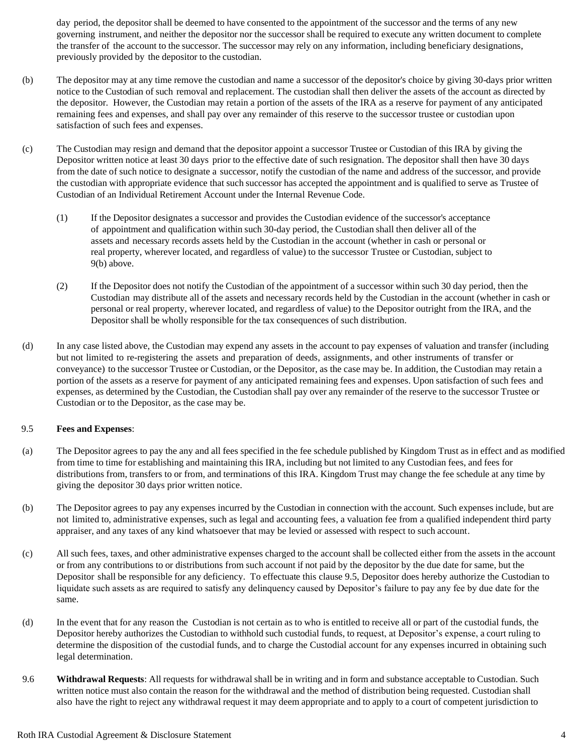day period, the depositor shall be deemed to have consented to the appointment of the successor and the terms of any new governing instrument, and neither the depositor nor the successor shall be required to execute any written document to complete the transfer of the account to the successor. The successor may rely on any information, including beneficiary designations, previously provided by the depositor to the custodian.

(b) The depositor may at any time remove the custodian and name a successor of the depositor's choice by giving 30-days prior written notice to the Custodian of such removal and replacement. The custodian shall then deliver the assets of the account as directed by the depositor. However, the Custodian may retain a portion of the assets of the IRA as a reserve for payment of any anticipated remaining fees and expenses, and shall pay over any remainder of this reserve to the successor trustee or custodian upon satisfaction of such fees and expenses.

(c) The Custodian may resign and demand that the depositor appoint a successor Trustee or Custodian of this IRA by giving the Depositor written notice at least 30 days prior to the effective date of such resignation. The depositor shall then have 30 days from the date of such notice to designate a successor, notify the custodian of the name and address of the successor, and provide the custodian with appropriate evidence that such successor has accepted the appointment and is qualified to serve as Trustee of Custodian of an Individual Retirement Account under the Internal Revenue Code.

(1) If the Depositor designates a successor and provides the Custodian evidence of the successor's acceptance of appointment and qualification within such 30-day period, the Custodian shall then deliver all of the assets and necessary records assets held by the Custodian in the account (whether in cash or personal or real property, wherever located, and regardless of value) to the successor Trustee or Custodian, subject to 9(b) above.

(2) If the Depositor does not notify the Custodian of the appointment of a successor within such 30 day period, then the Custodian may distribute all of the assets and necessary records held by the Custodian in the account (whether in cash or personal or real property, wherever located, and regardless of value) to the Depositor outright from the IRA, and the Depositor shall be wholly responsible for the tax consequences of such distribution.

(d) In any case listed above, the Custodian may expend any assets in the account to pay expenses of valuation and transfer (including but not limited to re-registering the assets and preparation of deeds, assignments, and other instruments of transfer or conveyance) to the successor Trustee or Custodian, or the Depositor, as the case may be. In addition, the Custodian may retain a portion of the assets as a reserve for payment of any anticipated remaining fees and expenses. Upon satisfaction of such fees and expenses, as determined by the Custodian, the Custodian shall pay over any remainder of the reserve to the successor Trustee or Custodian or to the Depositor, as the case may be.

9.5 **Fees and Expenses**:

(a) The Depositor agrees to pay the any and all fees specified in the fee schedule published by Kingdom Trust as in effect and as modified from time to time for establishing and maintaining this IRA, including but not limited to any Custodian fees, and fees for distributions from, transfers to or from, and terminations of this IRA. Kingdom Trust may change the fee schedule at any time by giving the depositor 30 days prior written notice.

(b) The Depositor agrees to pay any expenses incurred by the Custodian in connection with the account. Such expenses include, but are not limited to, administrative expenses, such as legal and accounting fees, a valuation fee from a qualified independent third party appraiser, and any taxes of any kind whatsoever that may be levied or assessed with respect to such account.

(c) All such fees, taxes, and other administrative expenses charged to the account shall be collected either from the assets in the account or from any contributions to or distributions from such account if not paid by the depositor by the due date for same, but the Depositor shall be responsible for any deficiency. To effectuate this clause 9.5, Depositor does hereby authorize the Custodian to liquidate such assets as are required to satisfy any delinquency caused by Depositor's failure to pay any fee by due date for the same.

(d) In the event that for any reason the Custodian is not certain as to who is entitled to receive all or part of the custodial funds, the Depositor hereby authorizes the Custodian to withhold such custodial funds, to request, at Depositor's expense, a court ruling to determine the disposition of the custodial funds, and to charge the Custodial account for any expenses incurred in obtaining such legal determination.

9.6 **Withdrawal Requests**: All requests for withdrawal shall be in writing and in form and substance acceptable to Custodian. Such written notice must also contain the reason for the withdrawal and the method of distribution being requested. Custodian shall also have the right to reject any withdrawal request it may deem appropriate and to apply to a court of competent jurisdiction to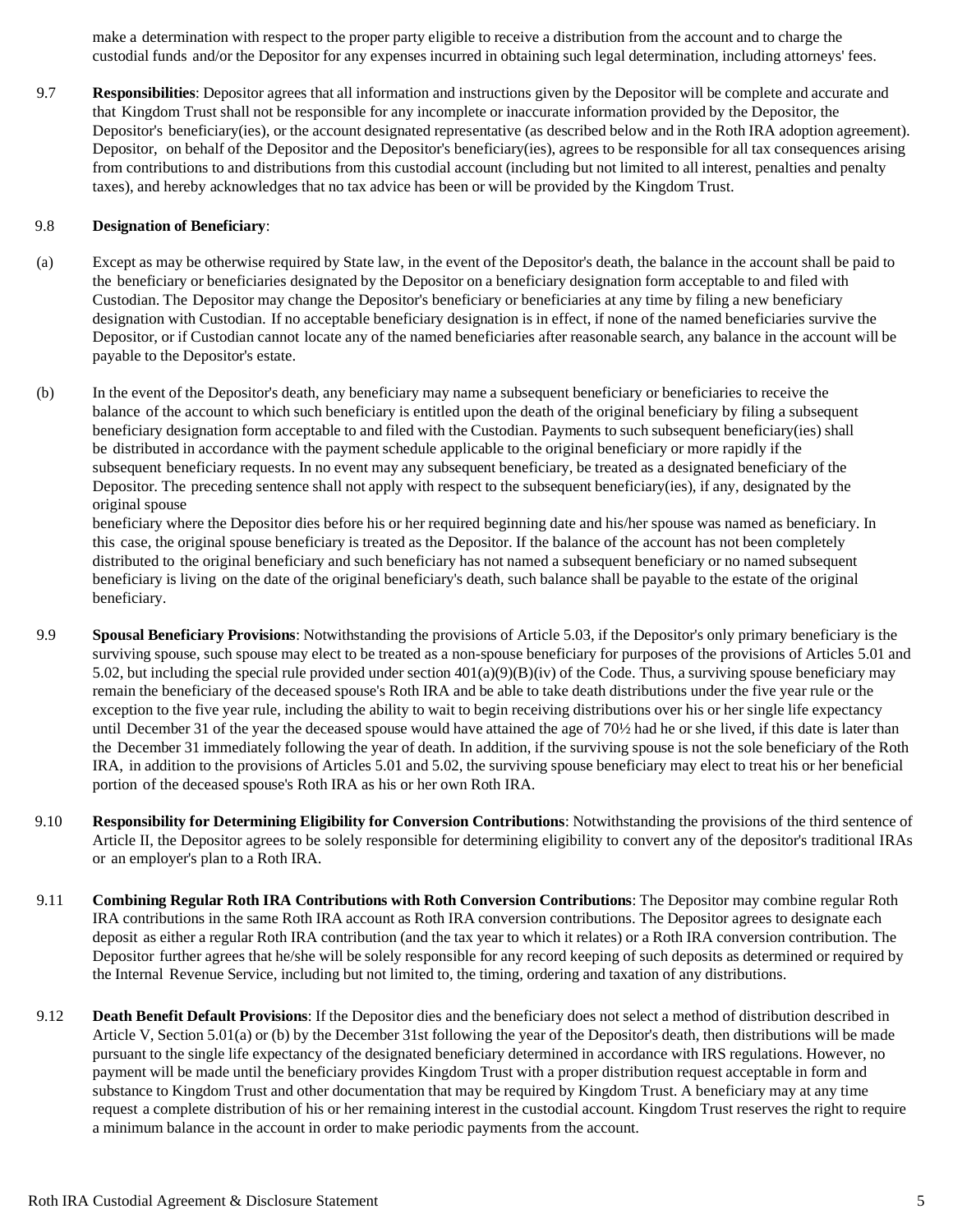make a determination with respect to the proper party eligible to receive a distribution from the account and to charge the custodial funds and/or the Depositor for any expenses incurred in obtaining such legal determination, including attorneys' fees.

9.7 **Responsibilities**: Depositor agrees that all information and instructions given by the Depositor will be complete and accurate and that Kingdom Trust shall not be responsible for any incomplete or inaccurate information provided by the Depositor, the Depositor's beneficiary(ies), or the account designated representative (as described below and in the Roth IRA adoption agreement). Depositor, on behalf of the Depositor and the Depositor's beneficiary(ies), agrees to be responsible for all tax consequences arising from contributions to and distributions from this custodial account (including but not limited to all interest, penalties and penalty taxes), and hereby acknowledges that no tax advice has been or will be provided by the Kingdom Trust.

9.8 **Designation of Beneficiary**:

(a) Except as may be otherwise required by State law, in the event of the Depositor's death, the balance in the account shall be paid to the beneficiary or beneficiaries designated by the Depositor on a beneficiary designation form acceptable to and filed with Custodian. The Depositor may change the Depositor's beneficiary or beneficiaries at any time by filing a new beneficiary designation with Custodian. If no acceptable beneficiary designation is in effect, if none of the named beneficiaries survive the Depositor, or if Custodian cannot locate any of the named beneficiaries after reasonable search, any balance in the account will be payable to the Depositor's estate.

(b) In the event of the Depositor's death, any beneficiary may name a subsequent beneficiary or beneficiaries to receive the balance of the account to which such beneficiary is entitled upon the death of the original beneficiary by filing a subsequent beneficiary designation form acceptable to and filed with the Custodian. Payments to such subsequent beneficiary(ies) shall be distributed in accordance with the payment schedule applicable to the original beneficiary or more rapidly if the subsequent beneficiary requests. In no event may any subsequent beneficiary, be treated as a designated beneficiary of the Depositor. The preceding sentence shall not apply with respect to the subsequent beneficiary(ies), if any, designated by the original spouse beneficiary where the Depositor dies before his or her required beginning date and his/her spouse was named as beneficiary. In this case, the original spouse beneficiary is treated as the Depositor. If the balance of the account has not been completely distributed to the original beneficiary and such beneficiary has not named a subsequent beneficiary or no named subsequent beneficiary is living on the date of the original beneficiary's death, such balance shall be payable to the estate of the original beneficiary.

9.9 **Spousal Beneficiary Provisions**: Notwithstanding the provisions of Article 5.03, if the Depositor's only primary beneficiary is the surviving spouse, such spouse may elect to be treated as a non-spouse beneficiary for purposes of the provisions of Articles 5.01 and 5.02, but including the special rule provided under section 401(a)(9)(B)(iv) of the Code. Thus, a surviving spouse beneficiary may remain the beneficiary of the deceased spouse's Roth IRA and be able to take death distributions under the five year rule or the exception to the five year rule, including the ability to wait to begin receiving distributions over his or her single life expectancy until December 31 of the year the deceased spouse would have attained the age of 70½ had he or she lived, if this date is later than the December 31 immediately following the year of death. In addition, if the surviving spouse is not the sole beneficiary of the Roth IRA, in addition to the provisions of Articles 5.01 and 5.02, the surviving spouse beneficiary may elect to treat his or her beneficial portion of the deceased spouse's Roth IRA as his or her own Roth IRA.

9.10 **Responsibility for Determining Eligibility for Conversion Contributions**: Notwithstanding the provisions of the third sentence of Article II, the Depositor agrees to be solely responsible for determining eligibility to convert any of the depositor's traditional IRAs or an employer's plan to a Roth IRA.

9.11 **Combining Regular Roth IRA Contributions with Roth Conversion Contributions**: The Depositor may combine regular Roth IRA contributions in the same Roth IRA account as Roth IRA conversion contributions. The Depositor agrees to designate each deposit as either a regular Roth IRA contribution (and the tax year to which it relates) or a Roth IRA conversion contribution. The Depositor further agrees that he/she will be solely responsible for any record keeping of such deposits as determined or required by the Internal Revenue Service, including but not limited to, the timing, ordering and taxation of any distributions.

9.12 **Death Benefit Default Provisions**: If the Depositor dies and the beneficiary does not select a method of distribution described in Article V, Section 5.01(a) or (b) by the December 31st following the year of the Depositor's death, then distributions will be made pursuant to the single life expectancy of the designated beneficiary determined in accordance with IRS regulations. However, no payment will be made until the beneficiary provides Kingdom Trust with a proper distribution request acceptable in form and substance to Kingdom Trust and other documentation that may be required by Kingdom Trust. A beneficiary may at any time request a complete distribution of his or her remaining interest in the custodial account. Kingdom Trust reserves the right to require a minimum balance in the account in order to make periodic payments from the account.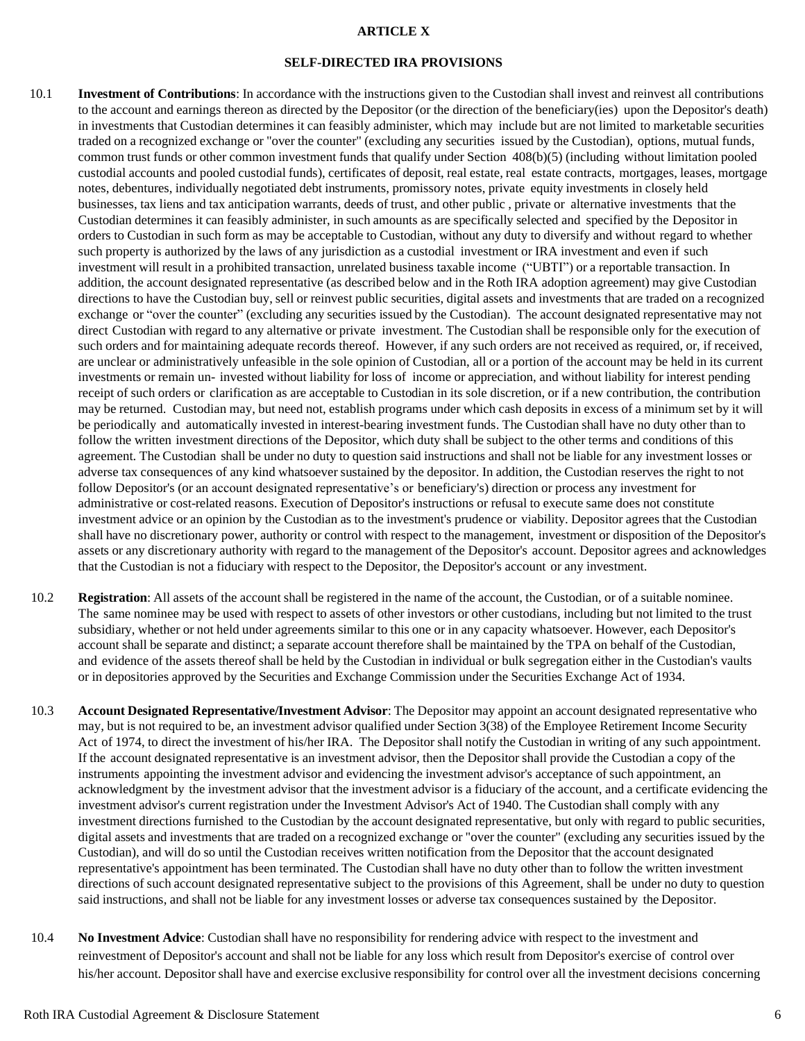# ARTICLE X

## SELF-DIRECTED IRA PROVISIONS

10.1 **Investment of Contributions**: In accordance with the instructions given to the Custodian shall invest and reinvest all contributions to the account and earnings thereon as directed by the Depositor (or the direction of the beneficiary(ies) upon the Depositor's death) in investments that Custodian determines it can feasibly administer, which may include but are not limited to marketable securities traded on a recognized exchange or "over the counter" (excluding any securities issued by the Custodian), options, mutual funds, common trust funds or other common investment funds that qualify under Section 408(b)(5) (including without limitation pooled custodial accounts and pooled custodial funds), certificates of deposit, real estate, real estate contracts, mortgages, leases, mortgage notes, debentures, individually negotiated debt instruments, promissory notes, private equity investments in closely held businesses, tax liens and tax anticipation warrants, deeds of trust, and other public , private or alternative investments that the Custodian determines it can feasibly administer, in such amounts as are specifically selected and specified by the Depositor in orders to Custodian in such form as may be acceptable to Custodian, without any duty to diversify and without regard to whether such property is authorized by the laws of any jurisdiction as a custodial investment or IRA investment and even if such investment will result in a prohibited transaction, unrelated business taxable income ("UBTI") or a reportable transaction. In addition, the account designated representative (as described below and in the Roth IRA adoption agreement) may give Custodian directions to have the Custodian buy, sell or reinvest public securities, digital assets and investments that are traded on a recognized exchange or "over the counter" (excluding any securities issued by the Custodian). The account designated representative may not direct Custodian with regard to any alternative or private investment. The Custodian shall be responsible only for the execution of such orders and for maintaining adequate records thereof. However, if any such orders are not received as required, or, if received, are unclear or administratively unfeasible in the sole opinion of Custodian, all or a portion of the account may be held in its current investments or remain un- invested without liability for loss of income or appreciation, and without liability for interest pending receipt of such orders or clarification as are acceptable to Custodian in its sole discretion, or if a new contribution, the contribution may be returned. Custodian may, but need not, establish programs under which cash deposits in excess of a minimum set by it will be periodically and automatically invested in interest-bearing investment funds. The Custodian shall have no duty other than to follow the written investment directions of the Depositor, which duty shall be subject to the other terms and conditions of this agreement. The Custodian shall be under no duty to question said instructions and shall not be liable for any investment losses or adverse tax consequences of any kind whatsoever sustained by the depositor. In addition, the Custodian reserves the right to not follow Depositor's (or an account designated representative's or beneficiary's) direction or process any investment for administrative or cost-related reasons. Execution of Depositor's instructions or refusal to execute same does not constitute investment advice or an opinion by the Custodian as to the investment's prudence or viability. Depositor agrees that the Custodian shall have no discretionary power, authority or control with respect to the management, investment or disposition of the Depositor's assets or any discretionary authority with regard to the management of the Depositor's account. Depositor agrees and acknowledges that the Custodian is not a fiduciary with respect to the Depositor, the Depositor's account or any investment.

10.2 **Registration**: All assets of the account shall be registered in the name of the account, the Custodian, or of a suitable nominee. The same nominee may be used with respect to assets of other investors or other custodians, including but not limited to the trust subsidiary, whether or not held under agreements similar to this one or in any capacity whatsoever. However, each Depositor's account shall be separate and distinct; a separate account therefore shall be maintained by the TPA on behalf of the Custodian, and evidence of the assets thereof shall be held by the Custodian in individual or bulk segregation either in the Custodian's vaults or in depositories approved by the Securities and Exchange Commission under the Securities Exchange Act of 1934.

10.3 **Account Designated Representative/Investment Advisor**: The Depositor may appoint an account designated representative who may, but is not required to be, an investment advisor qualified under Section 3(38) of the Employee Retirement Income Security Act of 1974, to direct the investment of his/her IRA. The Depositor shall notify the Custodian in writing of any such appointment. If the account designated representative is an investment advisor, then the Depositor shall provide the Custodian a copy of the instruments appointing the investment advisor and evidencing the investment advisor's acceptance of such appointment, an acknowledgment by the investment advisor that the investment advisor is a fiduciary of the account, and a certificate evidencing the investment advisor's current registration under the Investment Advisor's Act of 1940. The Custodian shall comply with any investment directions furnished to the Custodian by the account designated representative, but only with regard to public securities, digital assets and investments that are traded on a recognized exchange or "over the counter" (excluding any securities issued by the Custodian), and will do so until the Custodian receives written notification from the Depositor that the account designated representative's appointment has been terminated. The Custodian shall have no duty other than to follow the written investment directions of such account designated representative subject to the provisions of this Agreement, shall be under no duty to question said instructions, and shall not be liable for any investment losses or adverse tax consequences sustained by the Depositor.

10.4 **No Investment Advice**: Custodian shall have no responsibility for rendering advice with respect to the investment and reinvestment of Depositor's account and shall not be liable for any loss which result from Depositor's exercise of control over his/her account. Depositor shall have and exercise exclusive responsibility for control over all the investment decisions concerning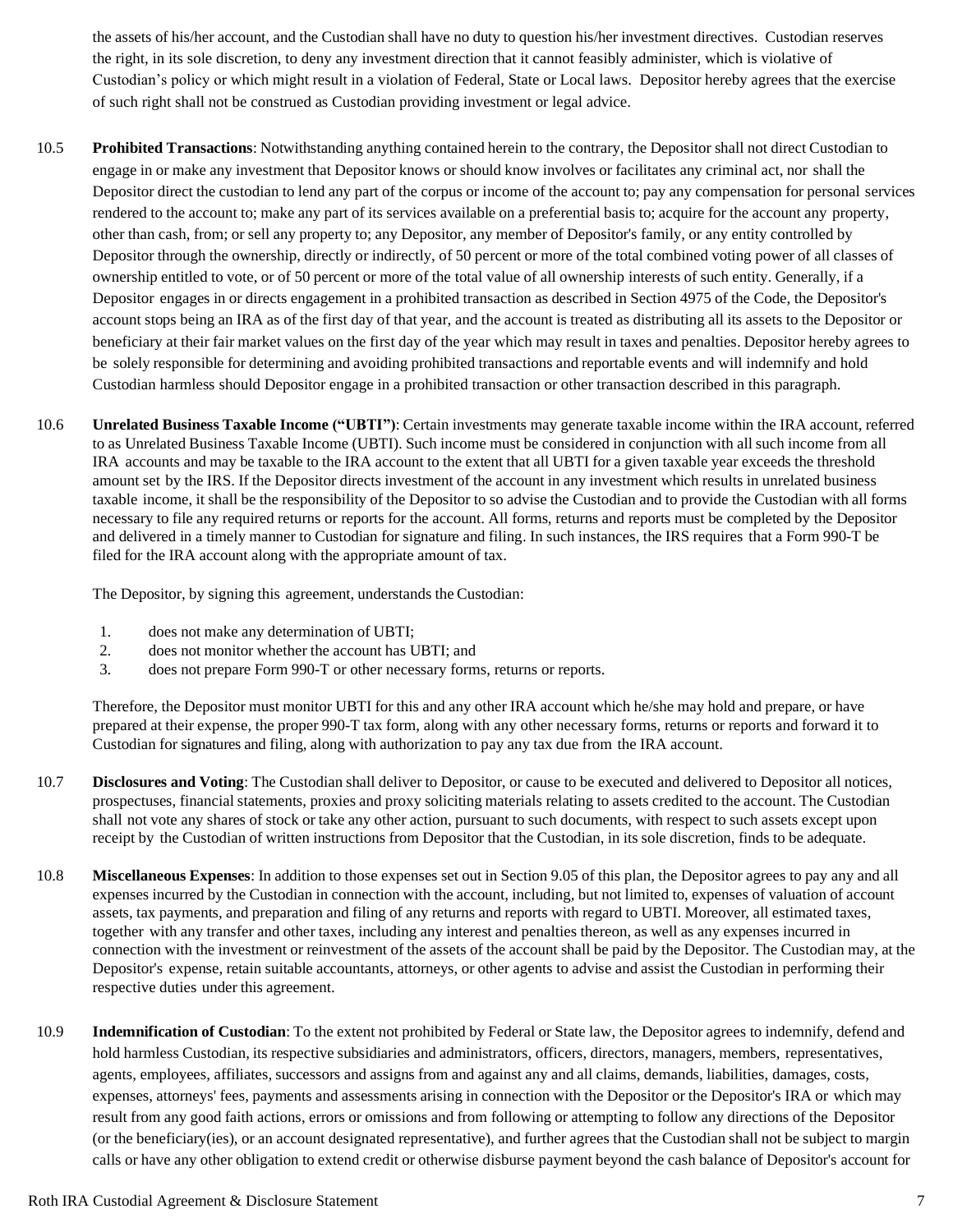the assets of his/her account, and the Custodian shall have no duty to question his/her investment directives. Custodian reserves the right, in its sole discretion, to deny any investment direction that it cannot feasibly administer, which is violative of Custodian's policy or which might result in a violation of Federal, State or Local laws. Depositor hereby agrees that the exercise of such right shall not be construed as Custodian providing investment or legal advice.

10.5 **Prohibited Transactions**: Notwithstanding anything contained herein to the contrary, the Depositor shall not direct Custodian to engage in or make any investment that Depositor knows or should know involves or facilitates any criminal act, nor shall the Depositor direct the custodian to lend any part of the corpus or income of the account to; pay any compensation for personal services rendered to the account to; make any part of its services available on a preferential basis to; acquire for the account any property, other than cash, from; or sell any property to; any Depositor, any member of Depositor's family, or any entity controlled by Depositor through the ownership, directly or indirectly, of 50 percent or more of the total combined voting power of all classes of ownership entitled to vote, or of 50 percent or more of the total value of all ownership interests of such entity. Generally, if a Depositor engages in or directs engagement in a prohibited transaction as described in Section 4975 of the Code, the Depositor's account stops being an IRA as of the first day of that year, and the account is treated as distributing all its assets to the Depositor or beneficiary at their fair market values on the first day of the year which may result in taxes and penalties. Depositor hereby agrees to be solely responsible for determining and avoiding prohibited transactions and reportable events and will indemnify and hold Custodian harmless should Depositor engage in a prohibited transaction or other transaction described in this paragraph.

10.6 **Unrelated Business Taxable Income ("UBTI")**: Certain investments may generate taxable income within the IRA account, referred to as Unrelated Business Taxable Income (UBTI). Such income must be considered in conjunction with all such income from all IRA accounts and may be taxable to the IRA account to the extent that all UBTI for a given taxable year exceeds the threshold amount set by the IRS. If the Depositor directs investment of the account in any investment which results in unrelated business taxable income, it shall be the responsibility of the Depositor to so advise the Custodian and to provide the Custodian with all forms necessary to file any required returns or reports for the account. All forms, returns and reports must be completed by the Depositor and delivered in a timely manner to Custodian for signature and filing. In such instances, the IRS requires that a Form 990-T be filed for the IRA account along with the appropriate amount of tax.

The Depositor, by signing this agreement, understands the Custodian:

1. does not make any determination of UBTI;
2. does not monitor whether the account has UBTI; and
3. does not prepare Form 990-T or other necessary forms, returns or reports.

Therefore, the Depositor must monitor UBTI for this and any other IRA account which he/she may hold and prepare, or have prepared at their expense, the proper 990-T tax form, along with any other necessary forms, returns or reports and forward it to Custodian for signatures and filing, along with authorization to pay any tax due from the IRA account.

10.7 **Disclosures and Voting**: The Custodian shall deliver to Depositor, or cause to be executed and delivered to Depositor all notices, prospectuses, financial statements, proxies and proxy soliciting materials relating to assets credited to the account. The Custodian shall not vote any shares of stock or take any other action, pursuant to such documents, with respect to such assets except upon receipt by the Custodian of written instructions from Depositor that the Custodian, in its sole discretion, finds to be adequate.

10.8 **Miscellaneous Expenses**: In addition to those expenses set out in Section 9.05 of this plan, the Depositor agrees to pay any and all expenses incurred by the Custodian in connection with the account, including, but not limited to, expenses of valuation of account assets, tax payments, and preparation and filing of any returns and reports with regard to UBTI. Moreover, all estimated taxes, together with any transfer and other taxes, including any interest and penalties thereon, as well as any expenses incurred in connection with the investment or reinvestment of the assets of the account shall be paid by the Depositor. The Custodian may, at the Depositor's expense, retain suitable accountants, attorneys, or other agents to advise and assist the Custodian in performing their respective duties under this agreement.

10.9 **Indemnification of Custodian**: To the extent not prohibited by Federal or State law, the Depositor agrees to indemnify, defend and hold harmless Custodian, its respective subsidiaries and administrators, officers, directors, managers, members, representatives, agents, employees, affiliates, successors and assigns from and against any and all claims, demands, liabilities, damages, costs, expenses, attorneys' fees, payments and assessments arising in connection with the Depositor or the Depositor's IRA or which may result from any good faith actions, errors or omissions and from following or attempting to follow any directions of the Depositor (or the beneficiary(ies), or an account designated representative), and further agrees that the Custodian shall not be subject to margin calls or have any other obligation to extend credit or otherwise disburse payment beyond the cash balance of Depositor's account for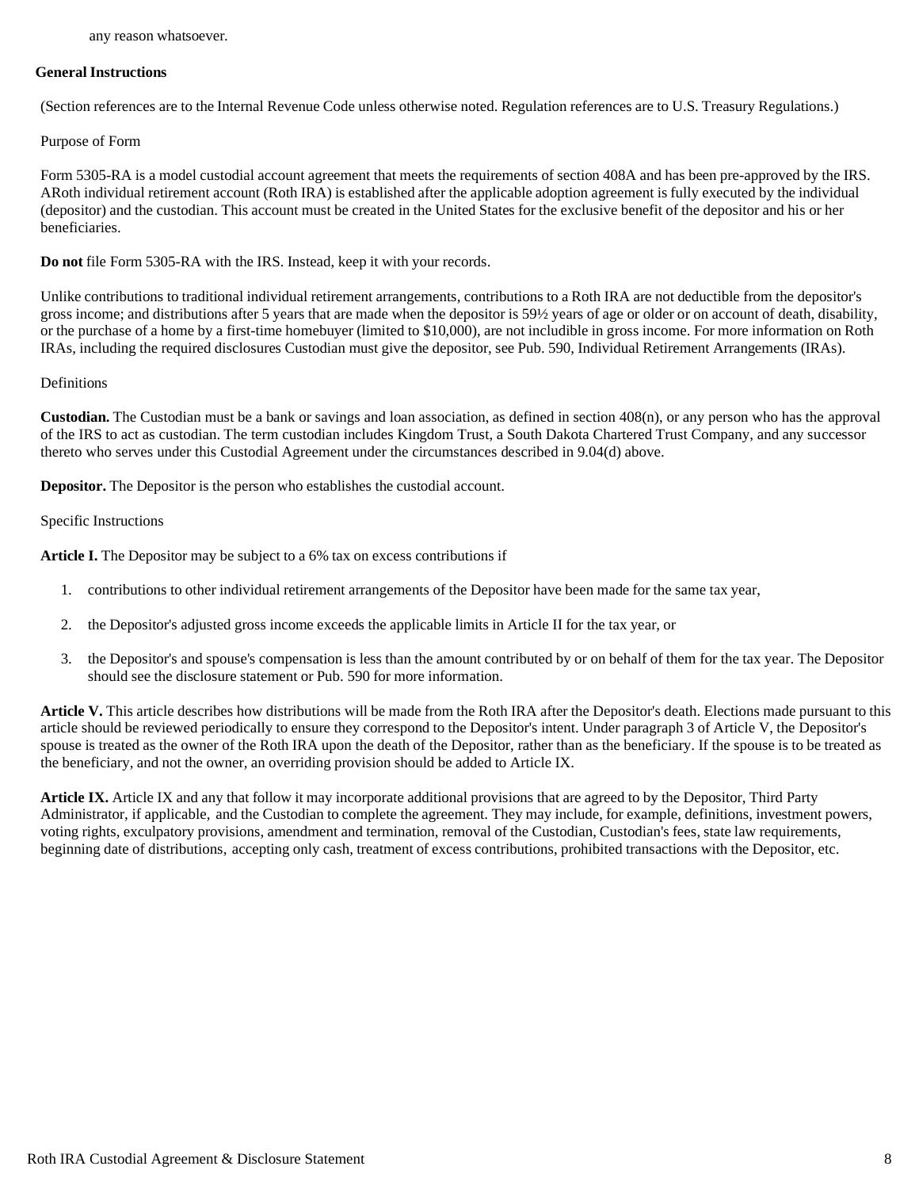any reason whatsoever.

## General Instructions

(Section references are to the Internal Revenue Code unless otherwise noted. Regulation references are to U.S. Treasury Regulations.)

Purpose of Form

Form 5305-RA is a model custodial account agreement that meets the requirements of section 408A and has been pre-approved by the IRS. ARoth individual retirement account (Roth IRA) is established after the applicable adoption agreement is fully executed by the individual (depositor) and the custodian. This account must be created in the United States for the exclusive benefit of the depositor and his or her beneficiaries.

**Do not** file Form 5305-RA with the IRS. Instead, keep it with your records.

Unlike contributions to traditional individual retirement arrangements, contributions to a Roth IRA are not deductible from the depositor's gross income; and distributions after 5 years that are made when the depositor is 59½ years of age or older or on account of death, disability, or the purchase of a home by a first-time homebuyer (limited to $10,000), are not includible in gross income. For more information on Roth IRAs, including the required disclosures Custodian must give the depositor, see Pub. 590, Individual Retirement Arrangements (IRAs).

Definitions

**Custodian.** The Custodian must be a bank or savings and loan association, as defined in section 408(n), or any person who has the approval of the IRS to act as custodian. The term custodian includes Kingdom Trust, a South Dakota Chartered Trust Company, and any successor thereto who serves under this Custodial Agreement under the circumstances described in 9.04(d) above.

**Depositor.** The Depositor is the person who establishes the custodial account.

Specific Instructions

**Article I.** The Depositor may be subject to a 6% tax on excess contributions if

1. contributions to other individual retirement arrangements of the Depositor have been made for the same tax year,
2. the Depositor's adjusted gross income exceeds the applicable limits in Article II for the tax year, or
3. the Depositor's and spouse's compensation is less than the amount contributed by or on behalf of them for the tax year. The Depositor should see the disclosure statement or Pub. 590 for more information.

**Article V.** This article describes how distributions will be made from the Roth IRA after the Depositor's death. Elections made pursuant to this article should be reviewed periodically to ensure they correspond to the Depositor's intent. Under paragraph 3 of Article V, the Depositor's spouse is treated as the owner of the Roth IRA upon the death of the Depositor, rather than as the beneficiary. If the spouse is to be treated as the beneficiary, and not the owner, an overriding provision should be added to Article IX.

**Article IX.** Article IX and any that follow it may incorporate additional provisions that are agreed to by the Depositor, Third Party Administrator, if applicable, and the Custodian to complete the agreement. They may include, for example, definitions, investment powers, voting rights, exculpatory provisions, amendment and termination, removal of the Custodian, Custodian's fees, state law requirements, beginning date of distributions, accepting only cash, treatment of excess contributions, prohibited transactions with the Depositor, etc.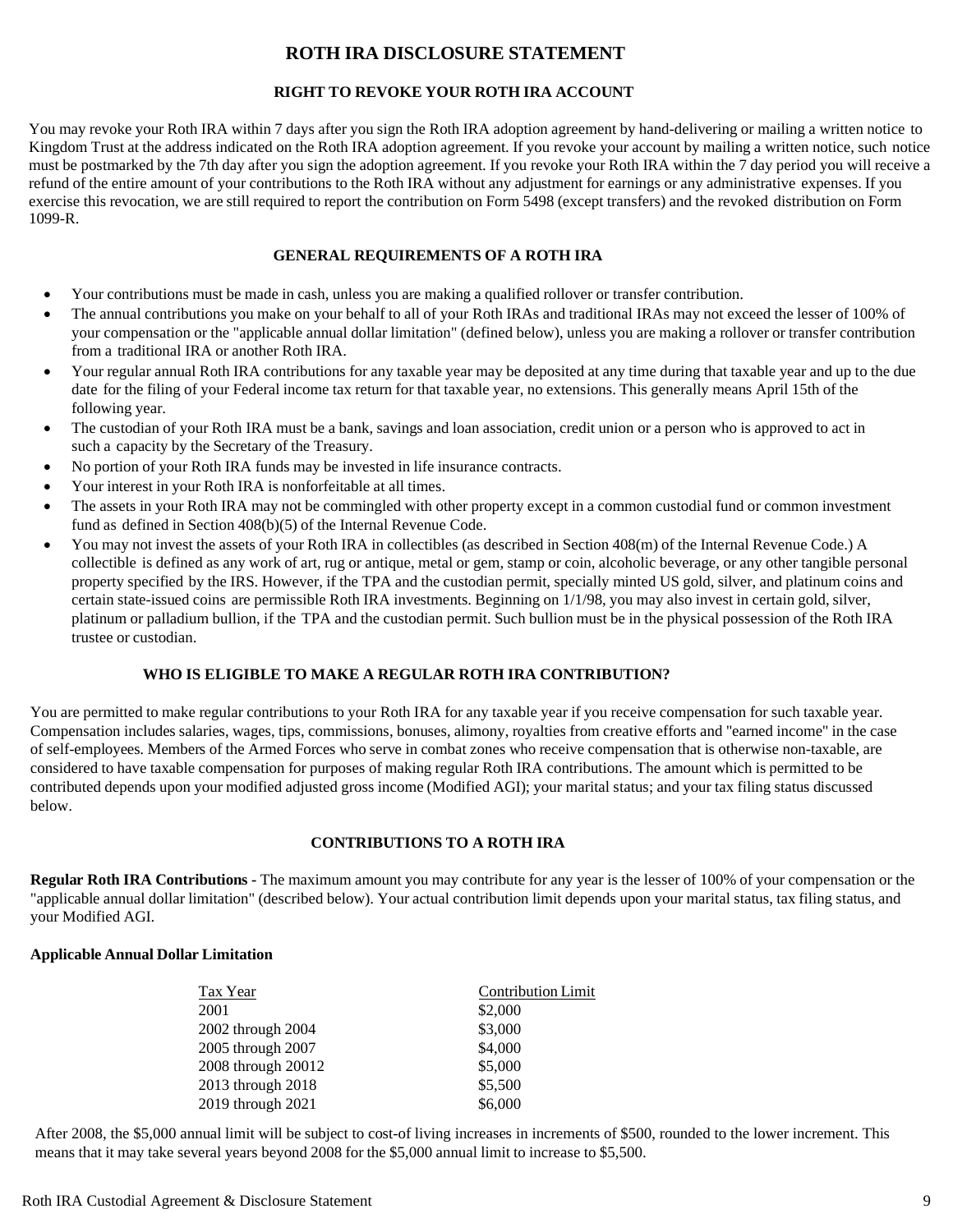# ROTH IRA DISCLOSURE STATEMENT

## RIGHT TO REVOKE YOUR ROTH IRA ACCOUNT

You may revoke your Roth IRA within 7 days after you sign the Roth IRA adoption agreement by hand-delivering or mailing a written notice to Kingdom Trust at the address indicated on the Roth IRA adoption agreement. If you revoke your account by mailing a written notice, such notice must be postmarked by the 7th day after you sign the adoption agreement. If you revoke your Roth IRA within the 7 day period you will receive a refund of the entire amount of your contributions to the Roth IRA without any adjustment for earnings or any administrative expenses. If you exercise this revocation, we are still required to report the contribution on Form 5498 (except transfers) and the revoked distribution on Form 1099-R.

## GENERAL REQUIREMENTS OF A ROTH IRA

- Your contributions must be made in cash, unless you are making a qualified rollover or transfer contribution.
- The annual contributions you make on your behalf to all of your Roth IRAs and traditional IRAs may not exceed the lesser of 100% of your compensation or the "applicable annual dollar limitation" (defined below), unless you are making a rollover or transfer contribution from a traditional IRA or another Roth IRA.
- Your regular annual Roth IRA contributions for any taxable year may be deposited at any time during that taxable year and up to the due date for the filing of your Federal income tax return for that taxable year, no extensions. This generally means April 15th of the following year.
- The custodian of your Roth IRA must be a bank, savings and loan association, credit union or a person who is approved to act in such a capacity by the Secretary of the Treasury.
- No portion of your Roth IRA funds may be invested in life insurance contracts.
- Your interest in your Roth IRA is nonforfeitable at all times.
- The assets in your Roth IRA may not be commingled with other property except in a common custodial fund or common investment fund as defined in Section 408(b)(5) of the Internal Revenue Code.
- You may not invest the assets of your Roth IRA in collectibles (as described in Section 408(m) of the Internal Revenue Code.) A collectible is defined as any work of art, rug or antique, metal or gem, stamp or coin, alcoholic beverage, or any other tangible personal property specified by the IRS. However, if the TPA and the custodian permit, specially minted US gold, silver, and platinum coins and certain state-issued coins are permissible Roth IRA investments. Beginning on 1/1/98, you may also invest in certain gold, silver, platinum or palladium bullion, if the TPA and the custodian permit. Such bullion must be in the physical possession of the Roth IRA trustee or custodian.

## WHO IS ELIGIBLE TO MAKE A REGULAR ROTH IRA CONTRIBUTION?

You are permitted to make regular contributions to your Roth IRA for any taxable year if you receive compensation for such taxable year. Compensation includes salaries, wages, tips, commissions, bonuses, alimony, royalties from creative efforts and "earned income" in the case of self-employees. Members of the Armed Forces who serve in combat zones who receive compensation that is otherwise non-taxable, are considered to have taxable compensation for purposes of making regular Roth IRA contributions. The amount which is permitted to be contributed depends upon your modified adjusted gross income (Modified AGI); your marital status; and your tax filing status discussed below.

## CONTRIBUTIONS TO A ROTH IRA

**Regular Roth IRA Contributions** - The maximum amount you may contribute for any year is the lesser of 100% of your compensation or the "applicable annual dollar limitation" (described below). Your actual contribution limit depends upon your marital status, tax filing status, and your Modified AGI.

**Applicable Annual Dollar Limitation**

| Tax Year | Contribution Limit |
|---|---|
| 2001 | $2,000 |
| 2002 through 2004 | $3,000 |
| 2005 through 2007 | $4,000 |
| 2008 through 20012 | $5,000 |
| 2013 through 2018 | $5,500 |
| 2019 through 2021 | $6,000 |

After 2008, the $5,000 annual limit will be subject to cost-of living increases in increments of $500, rounded to the lower increment. This means that it may take several years beyond 2008 for the $5,000 annual limit to increase to $5,500.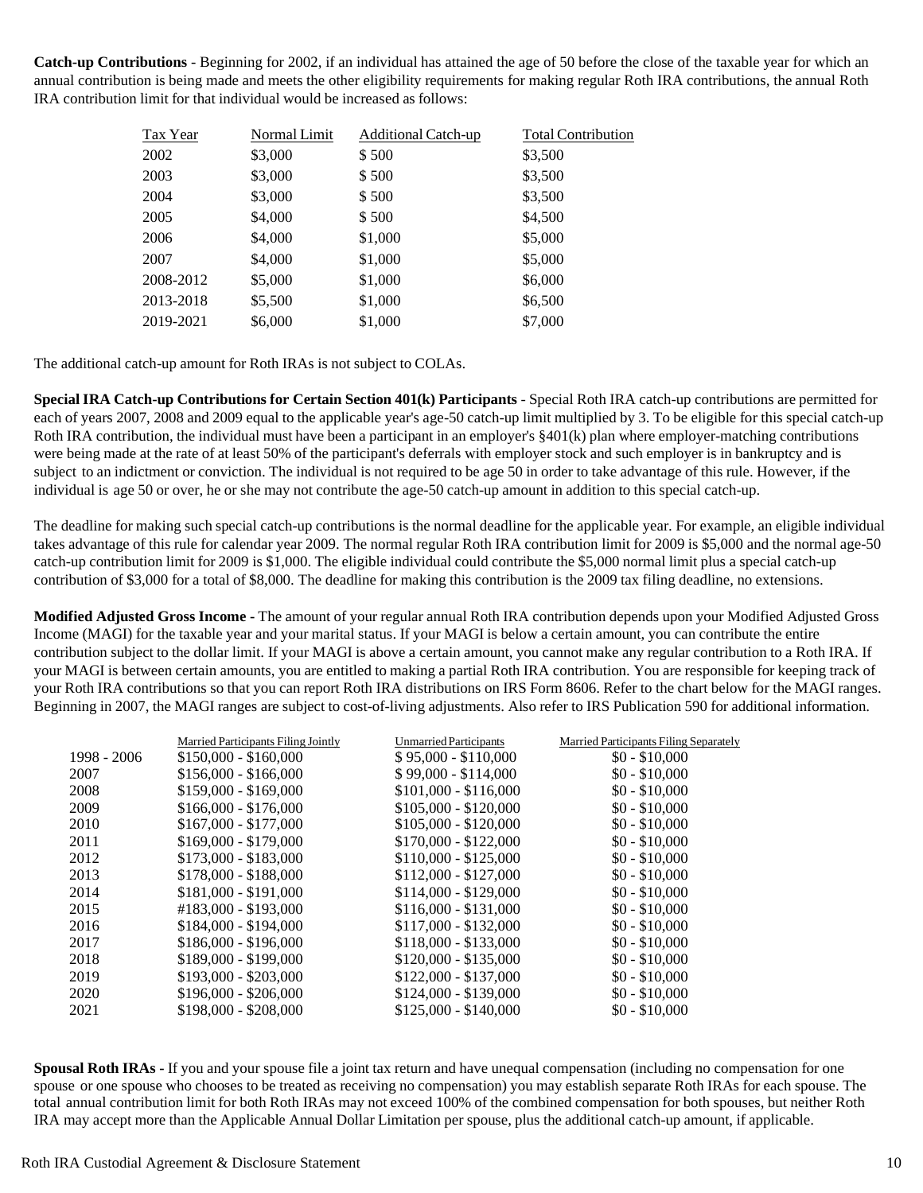**Catch-up Contributions** - Beginning for 2002, if an individual has attained the age of 50 before the close of the taxable year for which an annual contribution is being made and meets the other eligibility requirements for making regular Roth IRA contributions, the annual Roth IRA contribution limit for that individual would be increased as follows:

| Tax Year | Normal Limit | Additional Catch-up | Total Contribution |
|---|---|---|---|
| 2002 | $3,000 | $ 500 | $3,500 |
| 2003 | $3,000 | $ 500 | $3,500 |
| 2004 | $3,000 | $ 500 | $3,500 |
| 2005 | $4,000 | $ 500 | $4,500 |
| 2006 | $4,000 | $1,000 | $5,000 |
| 2007 | $4,000 | $1,000 | $5,000 |
| 2008-2012 | $5,000 | $1,000 | $6,000 |
| 2013-2018 | $5,500 | $1,000 | $6,500 |
| 2019-2021 | $6,000 | $1,000 | $7,000 |

The additional catch-up amount for Roth IRAs is not subject to COLAs.

**Special IRA Catch-up Contributions for Certain Section 401(k) Participants** - Special Roth IRA catch-up contributions are permitted for each of years 2007, 2008 and 2009 equal to the applicable year's age-50 catch-up limit multiplied by 3. To be eligible for this special catch-up Roth IRA contribution, the individual must have been a participant in an employer's §401(k) plan where employer-matching contributions were being made at the rate of at least 50% of the participant's deferrals with employer stock and such employer is in bankruptcy and is subject to an indictment or conviction. The individual is not required to be age 50 in order to take advantage of this rule. However, if the individual is age 50 or over, he or she may not contribute the age-50 catch-up amount in addition to this special catch-up.

The deadline for making such special catch-up contributions is the normal deadline for the applicable year. For example, an eligible individual takes advantage of this rule for calendar year 2009. The normal regular Roth IRA contribution limit for 2009 is $5,000 and the normal age-50 catch-up contribution limit for 2009 is $1,000. The eligible individual could contribute the $5,000 normal limit plus a special catch-up contribution of $3,000 for a total of $8,000. The deadline for making this contribution is the 2009 tax filing deadline, no extensions.

**Modified Adjusted Gross Income -** The amount of your regular annual Roth IRA contribution depends upon your Modified Adjusted Gross Income (MAGI) for the taxable year and your marital status. If your MAGI is below a certain amount, you can contribute the entire contribution subject to the dollar limit. If your MAGI is above a certain amount, you cannot make any regular contribution to a Roth IRA. If your MAGI is between certain amounts, you are entitled to making a partial Roth IRA contribution. You are responsible for keeping track of your Roth IRA contributions so that you can report Roth IRA distributions on IRS Form 8606. Refer to the chart below for the MAGI ranges. Beginning in 2007, the MAGI ranges are subject to cost-of-living adjustments. Also refer to IRS Publication 590 for additional information.

| | Married Participants Filing Jointly | Unmarried Participants | Married Participants Filing Separately |
|---|---|---|---|
| 1998 - 2006 | $150,000 - $160,000 | $ 95,000 - $110,000 | $0 - $10,000 |
| 2007 | $156,000 - $166,000 | $ 99,000 - $114,000 | $0 - $10,000 |
| 2008 | $159,000 - $169,000 | $101,000 - $116,000 | $0 - $10,000 |
| 2009 | $166,000 - $176,000 | $105,000 - $120,000 | $0 - $10,000 |
| 2010 | $167,000 - $177,000 | $105,000 - $120,000 | $0 - $10,000 |
| 2011 | $169,000 - $179,000 | $170,000 - $122,000 | $0 - $10,000 |
| 2012 | $173,000 - $183,000 | $110,000 - $125,000 | $0 - $10,000 |
| 2013 | $178,000 - $188,000 | $112,000 - $127,000 | $0 - $10,000 |
| 2014 | $181,000 - $191,000 | $114,000 - $129,000 | $0 - $10,000 |
| 2015 | #183,000 - $193,000 | $116,000 - $131,000 | $0 - $10,000 |
| 2016 | $184,000 - $194,000 | $117,000 - $132,000 | $0 - $10,000 |
| 2017 | $186,000 - $196,000 | $118,000 - $133,000 | $0 - $10,000 |
| 2018 | $189,000 - $199,000 | $120,000 - $135,000 | $0 - $10,000 |
| 2019 | $193,000 - $203,000 | $122,000 - $137,000 | $0 - $10,000 |
| 2020 | $196,000 - $206,000 | $124,000 - $139,000 | $0 - $10,000 |
| 2021 | $198,000 - $208,000 | $125,000 - $140,000 | $0 - $10,000 |

**Spousal Roth IRAs -** If you and your spouse file a joint tax return and have unequal compensation (including no compensation for one spouse or one spouse who chooses to be treated as receiving no compensation) you may establish separate Roth IRAs for each spouse. The total annual contribution limit for both Roth IRAs may not exceed 100% of the combined compensation for both spouses, but neither Roth IRA may accept more than the Applicable Annual Dollar Limitation per spouse, plus the additional catch-up amount, if applicable.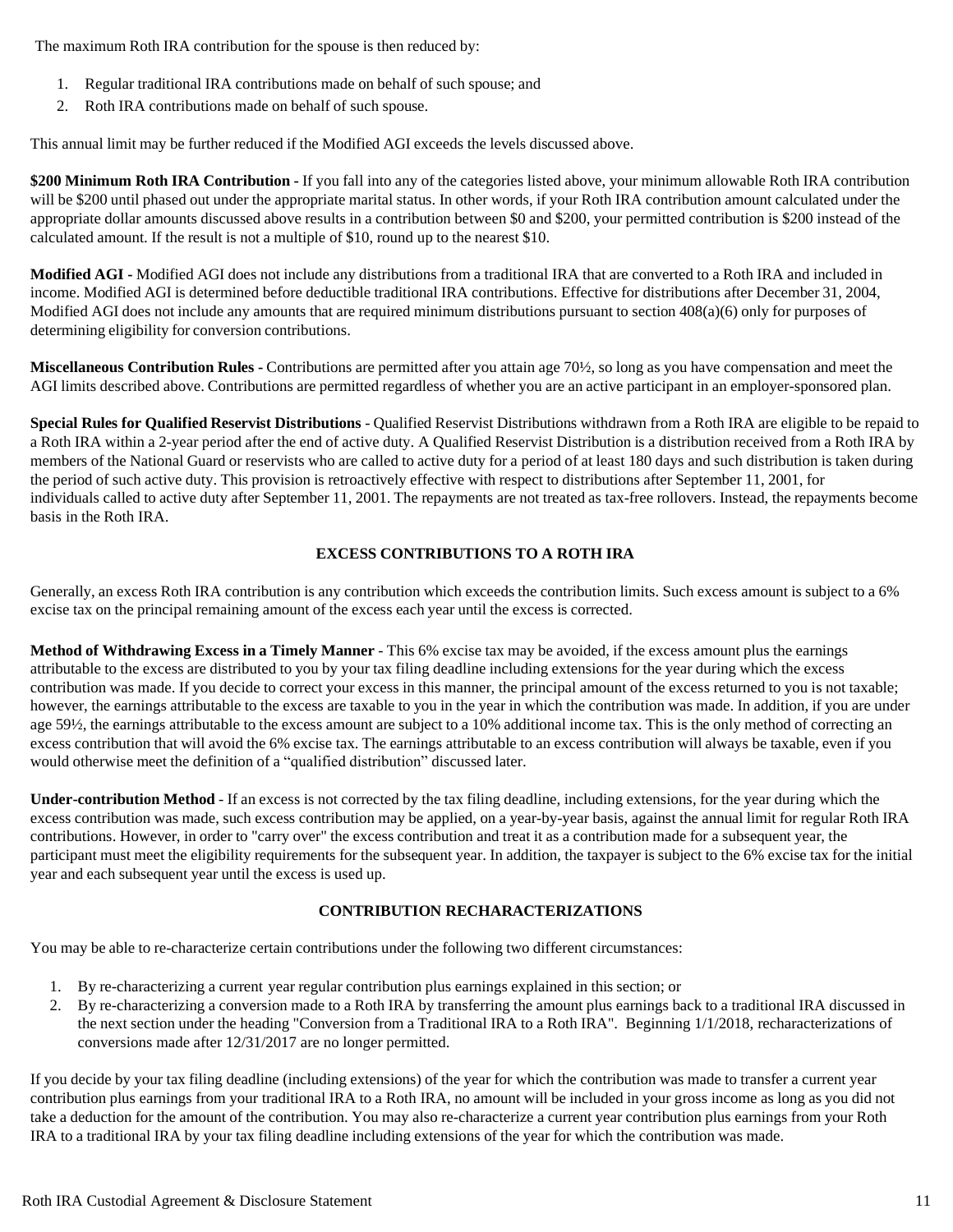The maximum Roth IRA contribution for the spouse is then reduced by:

1. Regular traditional IRA contributions made on behalf of such spouse; and
2. Roth IRA contributions made on behalf of such spouse.

This annual limit may be further reduced if the Modified AGI exceeds the levels discussed above.

**$200 Minimum Roth IRA Contribution -** If you fall into any of the categories listed above, your minimum allowable Roth IRA contribution will be $200 until phased out under the appropriate marital status. In other words, if your Roth IRA contribution amount calculated under the appropriate dollar amounts discussed above results in a contribution between $0 and $200, your permitted contribution is $200 instead of the calculated amount. If the result is not a multiple of $10, round up to the nearest $10.

**Modified AGI -** Modified AGI does not include any distributions from a traditional IRA that are converted to a Roth IRA and included in income. Modified AGI is determined before deductible traditional IRA contributions. Effective for distributions after December 31, 2004, Modified AGI does not include any amounts that are required minimum distributions pursuant to section 408(a)(6) only for purposes of determining eligibility for conversion contributions.

**Miscellaneous Contribution Rules -** Contributions are permitted after you attain age 70½, so long as you have compensation and meet the AGI limits described above. Contributions are permitted regardless of whether you are an active participant in an employer-sponsored plan.

**Special Rules for Qualified Reservist Distributions** - Qualified Reservist Distributions withdrawn from a Roth IRA are eligible to be repaid to a Roth IRA within a 2-year period after the end of active duty. A Qualified Reservist Distribution is a distribution received from a Roth IRA by members of the National Guard or reservists who are called to active duty for a period of at least 180 days and such distribution is taken during the period of such active duty. This provision is retroactively effective with respect to distributions after September 11, 2001, for individuals called to active duty after September 11, 2001. The repayments are not treated as tax-free rollovers. Instead, the repayments become basis in the Roth IRA.

## EXCESS CONTRIBUTIONS TO A ROTH IRA

Generally, an excess Roth IRA contribution is any contribution which exceeds the contribution limits. Such excess amount is subject to a 6% excise tax on the principal remaining amount of the excess each year until the excess is corrected.

**Method of Withdrawing Excess in a Timely Manner** - This 6% excise tax may be avoided, if the excess amount plus the earnings attributable to the excess are distributed to you by your tax filing deadline including extensions for the year during which the excess contribution was made. If you decide to correct your excess in this manner, the principal amount of the excess returned to you is not taxable; however, the earnings attributable to the excess are taxable to you in the year in which the contribution was made. In addition, if you are under age 59½, the earnings attributable to the excess amount are subject to a 10% additional income tax. This is the only method of correcting an excess contribution that will avoid the 6% excise tax. The earnings attributable to an excess contribution will always be taxable, even if you would otherwise meet the definition of a "qualified distribution" discussed later.

**Under-contribution Method** - If an excess is not corrected by the tax filing deadline, including extensions, for the year during which the excess contribution was made, such excess contribution may be applied, on a year-by-year basis, against the annual limit for regular Roth IRA contributions. However, in order to "carry over" the excess contribution and treat it as a contribution made for a subsequent year, the participant must meet the eligibility requirements for the subsequent year. In addition, the taxpayer is subject to the 6% excise tax for the initial year and each subsequent year until the excess is used up.

## CONTRIBUTION RECHARACTERIZATIONS

You may be able to re-characterize certain contributions under the following two different circumstances:

1. By re-characterizing a current year regular contribution plus earnings explained in this section; or
2. By re-characterizing a conversion made to a Roth IRA by transferring the amount plus earnings back to a traditional IRA discussed in the next section under the heading "Conversion from a Traditional IRA to a Roth IRA". Beginning 1/1/2018, recharacterizations of conversions made after 12/31/2017 are no longer permitted.

If you decide by your tax filing deadline (including extensions) of the year for which the contribution was made to transfer a current year contribution plus earnings from your traditional IRA to a Roth IRA, no amount will be included in your gross income as long as you did not take a deduction for the amount of the contribution. You may also re-characterize a current year contribution plus earnings from your Roth IRA to a traditional IRA by your tax filing deadline including extensions of the year for which the contribution was made.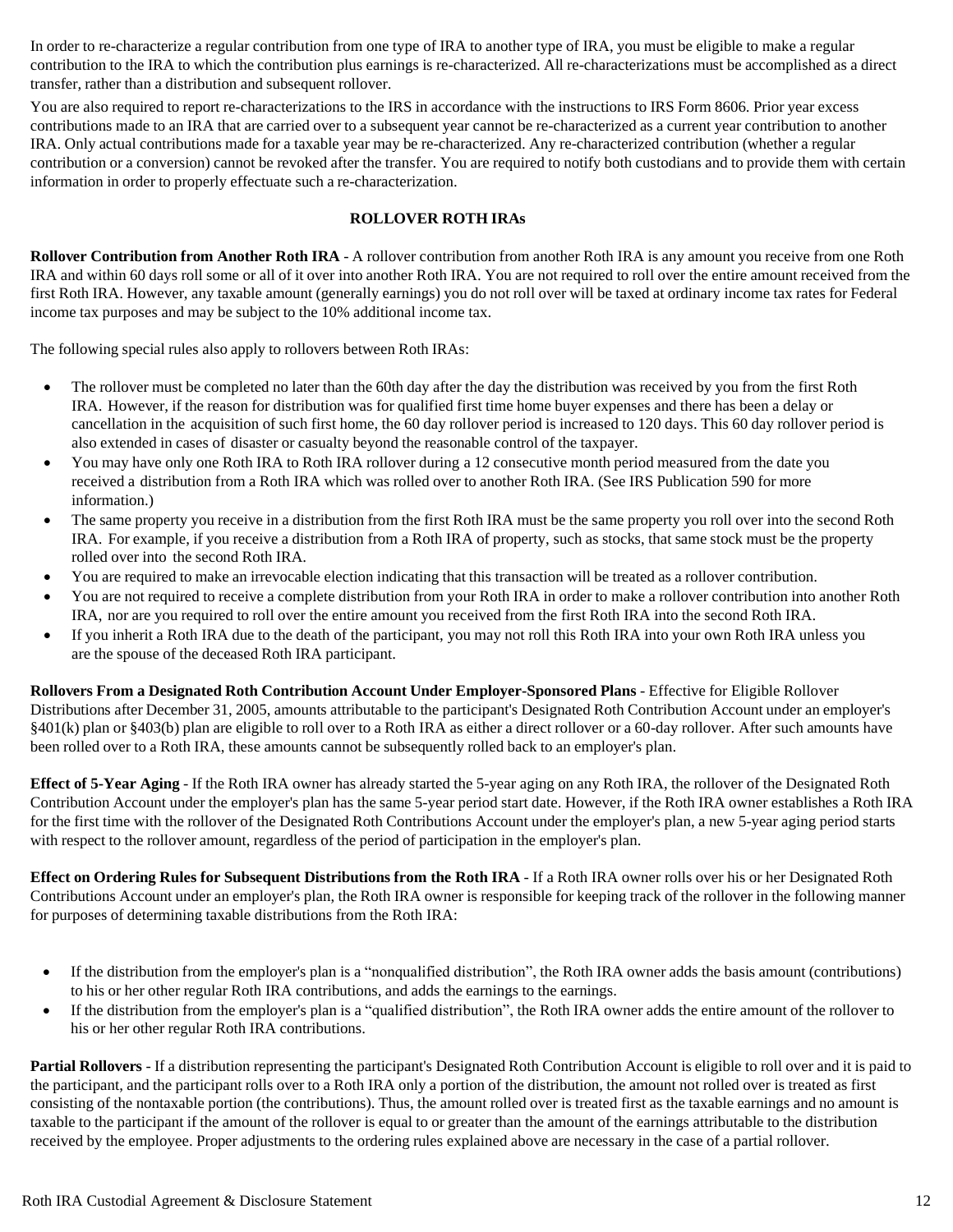In order to re-characterize a regular contribution from one type of IRA to another type of IRA, you must be eligible to make a regular contribution to the IRA to which the contribution plus earnings is re-characterized. All re-characterizations must be accomplished as a direct transfer, rather than a distribution and subsequent rollover.

You are also required to report re-characterizations to the IRS in accordance with the instructions to IRS Form 8606. Prior year excess contributions made to an IRA that are carried over to a subsequent year cannot be re-characterized as a current year contribution to another IRA. Only actual contributions made for a taxable year may be re-characterized. Any re-characterized contribution (whether a regular contribution or a conversion) cannot be revoked after the transfer. You are required to notify both custodians and to provide them with certain information in order to properly effectuate such a re-characterization.

## ROLLOVER ROTH IRAs

**Rollover Contribution from Another Roth IRA** - A rollover contribution from another Roth IRA is any amount you receive from one Roth IRA and within 60 days roll some or all of it over into another Roth IRA. You are not required to roll over the entire amount received from the first Roth IRA. However, any taxable amount (generally earnings) you do not roll over will be taxed at ordinary income tax rates for Federal income tax purposes and may be subject to the 10% additional income tax.

The following special rules also apply to rollovers between Roth IRAs:

- The rollover must be completed no later than the 60th day after the day the distribution was received by you from the first Roth IRA. However, if the reason for distribution was for qualified first time home buyer expenses and there has been a delay or cancellation in the acquisition of such first home, the 60 day rollover period is increased to 120 days. This 60 day rollover period is also extended in cases of disaster or casualty beyond the reasonable control of the taxpayer.
- You may have only one Roth IRA to Roth IRA rollover during a 12 consecutive month period measured from the date you received a distribution from a Roth IRA which was rolled over to another Roth IRA. (See IRS Publication 590 for more information.)
- The same property you receive in a distribution from the first Roth IRA must be the same property you roll over into the second Roth IRA. For example, if you receive a distribution from a Roth IRA of property, such as stocks, that same stock must be the property rolled over into the second Roth IRA.
- You are required to make an irrevocable election indicating that this transaction will be treated as a rollover contribution.
- You are not required to receive a complete distribution from your Roth IRA in order to make a rollover contribution into another Roth IRA, nor are you required to roll over the entire amount you received from the first Roth IRA into the second Roth IRA.
- If you inherit a Roth IRA due to the death of the participant, you may not roll this Roth IRA into your own Roth IRA unless you are the spouse of the deceased Roth IRA participant.

**Rollovers From a Designated Roth Contribution Account Under Employer-Sponsored Plans** - Effective for Eligible Rollover Distributions after December 31, 2005, amounts attributable to the participant's Designated Roth Contribution Account under an employer's §401(k) plan or §403(b) plan are eligible to roll over to a Roth IRA as either a direct rollover or a 60-day rollover. After such amounts have been rolled over to a Roth IRA, these amounts cannot be subsequently rolled back to an employer's plan.

**Effect of 5-Year Aging** - If the Roth IRA owner has already started the 5-year aging on any Roth IRA, the rollover of the Designated Roth Contribution Account under the employer's plan has the same 5-year period start date. However, if the Roth IRA owner establishes a Roth IRA for the first time with the rollover of the Designated Roth Contributions Account under the employer's plan, a new 5-year aging period starts with respect to the rollover amount, regardless of the period of participation in the employer's plan.

**Effect on Ordering Rules for Subsequent Distributions from the Roth IRA** - If a Roth IRA owner rolls over his or her Designated Roth Contributions Account under an employer's plan, the Roth IRA owner is responsible for keeping track of the rollover in the following manner for purposes of determining taxable distributions from the Roth IRA:

- If the distribution from the employer's plan is a "nonqualified distribution", the Roth IRA owner adds the basis amount (contributions) to his or her other regular Roth IRA contributions, and adds the earnings to the earnings.
- If the distribution from the employer's plan is a "qualified distribution", the Roth IRA owner adds the entire amount of the rollover to his or her other regular Roth IRA contributions.

**Partial Rollovers** - If a distribution representing the participant's Designated Roth Contribution Account is eligible to roll over and it is paid to the participant, and the participant rolls over to a Roth IRA only a portion of the distribution, the amount not rolled over is treated as first consisting of the nontaxable portion (the contributions). Thus, the amount rolled over is treated first as the taxable earnings and no amount is taxable to the participant if the amount of the rollover is equal to or greater than the amount of the earnings attributable to the distribution received by the employee. Proper adjustments to the ordering rules explained above are necessary in the case of a partial rollover.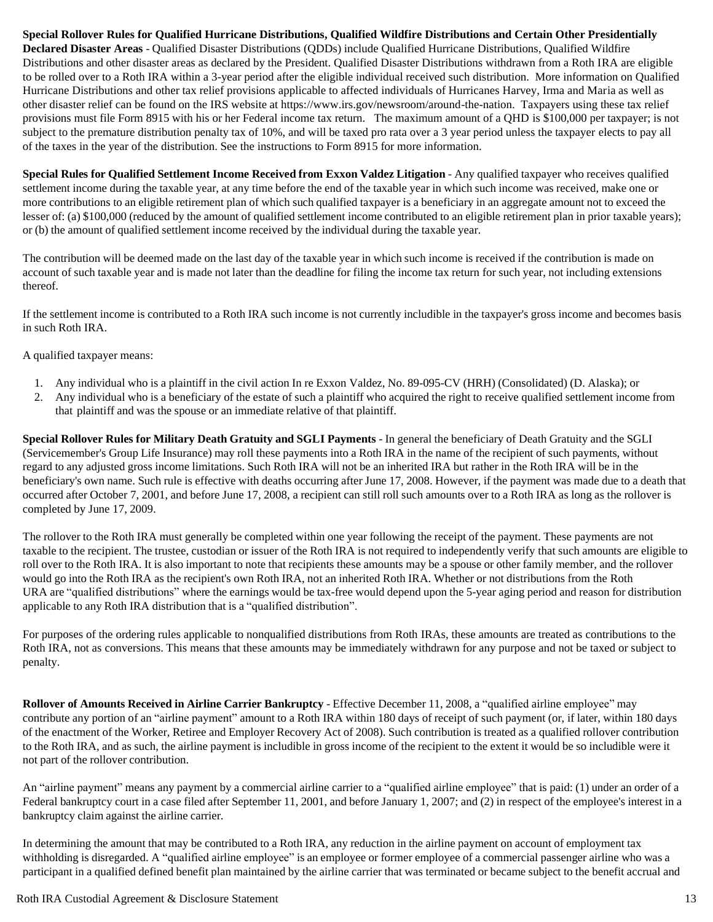**Special Rollover Rules for Qualified Hurricane Distributions, Qualified Wildfire Distributions and Certain Other Presidentially Declared Disaster Areas** - Qualified Disaster Distributions (QDDs) include Qualified Hurricane Distributions, Qualified Wildfire Distributions and other disaster areas as declared by the President. Qualified Disaster Distributions withdrawn from a Roth IRA are eligible to be rolled over to a Roth IRA within a 3-year period after the eligible individual received such distribution. More information on Qualified Hurricane Distributions and other tax relief provisions applicable to affected individuals of Hurricanes Harvey, Irma and Maria as well as other disaster relief can be found on the IRS website at https://www.irs.gov/newsroom/around-the-nation. Taxpayers using these tax relief provisions must file Form 8915 with his or her Federal income tax return. The maximum amount of a QHD is $100,000 per taxpayer; is not subject to the premature distribution penalty tax of 10%, and will be taxed pro rata over a 3 year period unless the taxpayer elects to pay all of the taxes in the year of the distribution. See the instructions to Form 8915 for more information.

**Special Rules for Qualified Settlement Income Received from Exxon Valdez Litigation** - Any qualified taxpayer who receives qualified settlement income during the taxable year, at any time before the end of the taxable year in which such income was received, make one or more contributions to an eligible retirement plan of which such qualified taxpayer is a beneficiary in an aggregate amount not to exceed the lesser of: (a) $100,000 (reduced by the amount of qualified settlement income contributed to an eligible retirement plan in prior taxable years); or (b) the amount of qualified settlement income received by the individual during the taxable year.

The contribution will be deemed made on the last day of the taxable year in which such income is received if the contribution is made on account of such taxable year and is made not later than the deadline for filing the income tax return for such year, not including extensions thereof.

If the settlement income is contributed to a Roth IRA such income is not currently includible in the taxpayer's gross income and becomes basis in such Roth IRA.

A qualified taxpayer means:

1. Any individual who is a plaintiff in the civil action In re Exxon Valdez, No. 89-095-CV (HRH) (Consolidated) (D. Alaska); or
2. Any individual who is a beneficiary of the estate of such a plaintiff who acquired the right to receive qualified settlement income from that plaintiff and was the spouse or an immediate relative of that plaintiff.

**Special Rollover Rules for Military Death Gratuity and SGLI Payments** - In general the beneficiary of Death Gratuity and the SGLI (Servicemember's Group Life Insurance) may roll these payments into a Roth IRA in the name of the recipient of such payments, without regard to any adjusted gross income limitations. Such Roth IRA will not be an inherited IRA but rather in the Roth IRA will be in the beneficiary's own name. Such rule is effective with deaths occurring after June 17, 2008. However, if the payment was made due to a death that occurred after October 7, 2001, and before June 17, 2008, a recipient can still roll such amounts over to a Roth IRA as long as the rollover is completed by June 17, 2009.

The rollover to the Roth IRA must generally be completed within one year following the receipt of the payment. These payments are not taxable to the recipient. The trustee, custodian or issuer of the Roth IRA is not required to independently verify that such amounts are eligible to roll over to the Roth IRA. It is also important to note that recipients these amounts may be a spouse or other family member, and the rollover would go into the Roth IRA as the recipient's own Roth IRA, not an inherited Roth IRA. Whether or not distributions from the Roth URA are "qualified distributions" where the earnings would be tax-free would depend upon the 5-year aging period and reason for distribution applicable to any Roth IRA distribution that is a "qualified distribution".

For purposes of the ordering rules applicable to nonqualified distributions from Roth IRAs, these amounts are treated as contributions to the Roth IRA, not as conversions. This means that these amounts may be immediately withdrawn for any purpose and not be taxed or subject to penalty.

**Rollover of Amounts Received in Airline Carrier Bankruptcy** - Effective December 11, 2008, a "qualified airline employee" may contribute any portion of an "airline payment" amount to a Roth IRA within 180 days of receipt of such payment (or, if later, within 180 days of the enactment of the Worker, Retiree and Employer Recovery Act of 2008). Such contribution is treated as a qualified rollover contribution to the Roth IRA, and as such, the airline payment is includible in gross income of the recipient to the extent it would be so includible were it not part of the rollover contribution.

An "airline payment" means any payment by a commercial airline carrier to a "qualified airline employee" that is paid: (1) under an order of a Federal bankruptcy court in a case filed after September 11, 2001, and before January 1, 2007; and (2) in respect of the employee's interest in a bankruptcy claim against the airline carrier.

In determining the amount that may be contributed to a Roth IRA, any reduction in the airline payment on account of employment tax withholding is disregarded. A "qualified airline employee" is an employee or former employee of a commercial passenger airline who was a participant in a qualified defined benefit plan maintained by the airline carrier that was terminated or became subject to the benefit accrual and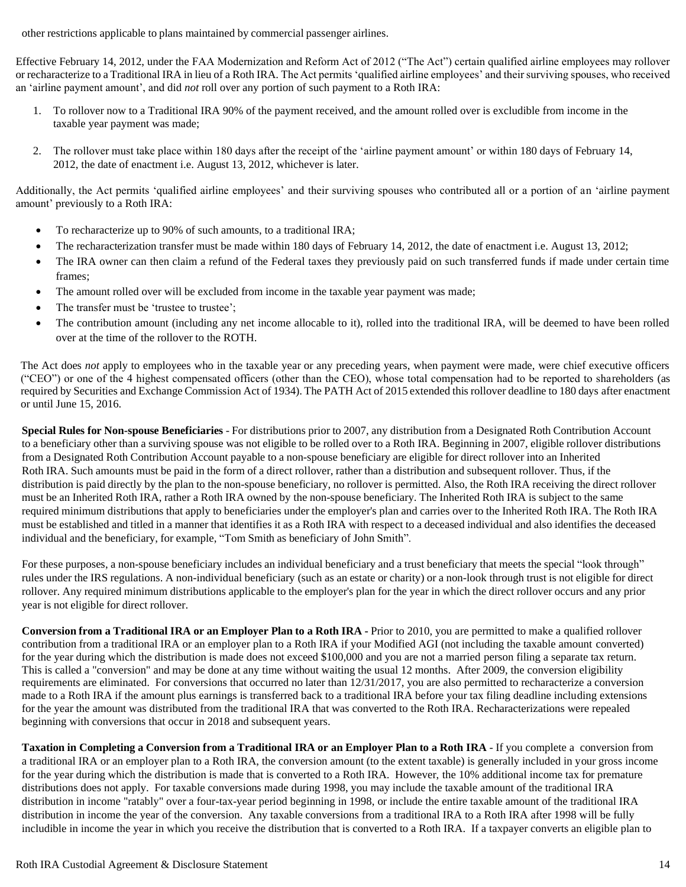other restrictions applicable to plans maintained by commercial passenger airlines.

Effective February 14, 2012, under the FAA Modernization and Reform Act of 2012 ("The Act") certain qualified airline employees may rollover or recharacterize to a Traditional IRA in lieu of a Roth IRA. The Act permits 'qualified airline employees' and their surviving spouses, who received an 'airline payment amount', and did *not* roll over any portion of such payment to a Roth IRA:

1. To rollover now to a Traditional IRA 90% of the payment received, and the amount rolled over is excludible from income in the taxable year payment was made;
2. The rollover must take place within 180 days after the receipt of the 'airline payment amount' or within 180 days of February 14, 2012, the date of enactment i.e. August 13, 2012, whichever is later.

Additionally, the Act permits 'qualified airline employees' and their surviving spouses who contributed all or a portion of an 'airline payment amount' previously to a Roth IRA:

- To recharacterize up to 90% of such amounts, to a traditional IRA;
- The recharacterization transfer must be made within 180 days of February 14, 2012, the date of enactment i.e. August 13, 2012;
- The IRA owner can then claim a refund of the Federal taxes they previously paid on such transferred funds if made under certain time frames;
- The amount rolled over will be excluded from income in the taxable year payment was made;
- The transfer must be 'trustee to trustee';
- The contribution amount (including any net income allocable to it), rolled into the traditional IRA, will be deemed to have been rolled over at the time of the rollover to the ROTH.

The Act does *not* apply to employees who in the taxable year or any preceding years, when payment were made, were chief executive officers ("CEO") or one of the 4 highest compensated officers (other than the CEO), whose total compensation had to be reported to shareholders (as required by Securities and Exchange Commission Act of 1934). The PATH Act of 2015 extended this rollover deadline to 180 days after enactment or until June 15, 2016.

**Special Rules for Non-spouse Beneficiaries** - For distributions prior to 2007, any distribution from a Designated Roth Contribution Account to a beneficiary other than a surviving spouse was not eligible to be rolled over to a Roth IRA. Beginning in 2007, eligible rollover distributions from a Designated Roth Contribution Account payable to a non-spouse beneficiary are eligible for direct rollover into an Inherited Roth IRA. Such amounts must be paid in the form of a direct rollover, rather than a distribution and subsequent rollover. Thus, if the distribution is paid directly by the plan to the non-spouse beneficiary, no rollover is permitted. Also, the Roth IRA receiving the direct rollover must be an Inherited Roth IRA, rather a Roth IRA owned by the non-spouse beneficiary. The Inherited Roth IRA is subject to the same required minimum distributions that apply to beneficiaries under the employer's plan and carries over to the Inherited Roth IRA. The Roth IRA must be established and titled in a manner that identifies it as a Roth IRA with respect to a deceased individual and also identifies the deceased individual and the beneficiary, for example, "Tom Smith as beneficiary of John Smith".

For these purposes, a non-spouse beneficiary includes an individual beneficiary and a trust beneficiary that meets the special "look through" rules under the IRS regulations. A non-individual beneficiary (such as an estate or charity) or a non-look through trust is not eligible for direct rollover. Any required minimum distributions applicable to the employer's plan for the year in which the direct rollover occurs and any prior year is not eligible for direct rollover.

**Conversion from a Traditional IRA or an Employer Plan to a Roth IRA -** Prior to 2010, you are permitted to make a qualified rollover contribution from a traditional IRA or an employer plan to a Roth IRA if your Modified AGI (not including the taxable amount converted) for the year during which the distribution is made does not exceed $100,000 and you are not a married person filing a separate tax return. This is called a "conversion" and may be done at any time without waiting the usual 12 months. After 2009, the conversion eligibility requirements are eliminated. For conversions that occurred no later than 12/31/2017, you are also permitted to recharacterize a conversion made to a Roth IRA if the amount plus earnings is transferred back to a traditional IRA before your tax filing deadline including extensions for the year the amount was distributed from the traditional IRA that was converted to the Roth IRA. Recharacterizations were repealed beginning with conversions that occur in 2018 and subsequent years.

**Taxation in Completing a Conversion from a Traditional IRA or an Employer Plan to a Roth IRA** - If you complete a conversion from a traditional IRA or an employer plan to a Roth IRA, the conversion amount (to the extent taxable) is generally included in your gross income for the year during which the distribution is made that is converted to a Roth IRA. However, the 10% additional income tax for premature distributions does not apply. For taxable conversions made during 1998, you may include the taxable amount of the traditional IRA distribution in income "ratably" over a four-tax-year period beginning in 1998, or include the entire taxable amount of the traditional IRA distribution in income the year of the conversion. Any taxable conversions from a traditional IRA to a Roth IRA after 1998 will be fully includible in income the year in which you receive the distribution that is converted to a Roth IRA. If a taxpayer converts an eligible plan to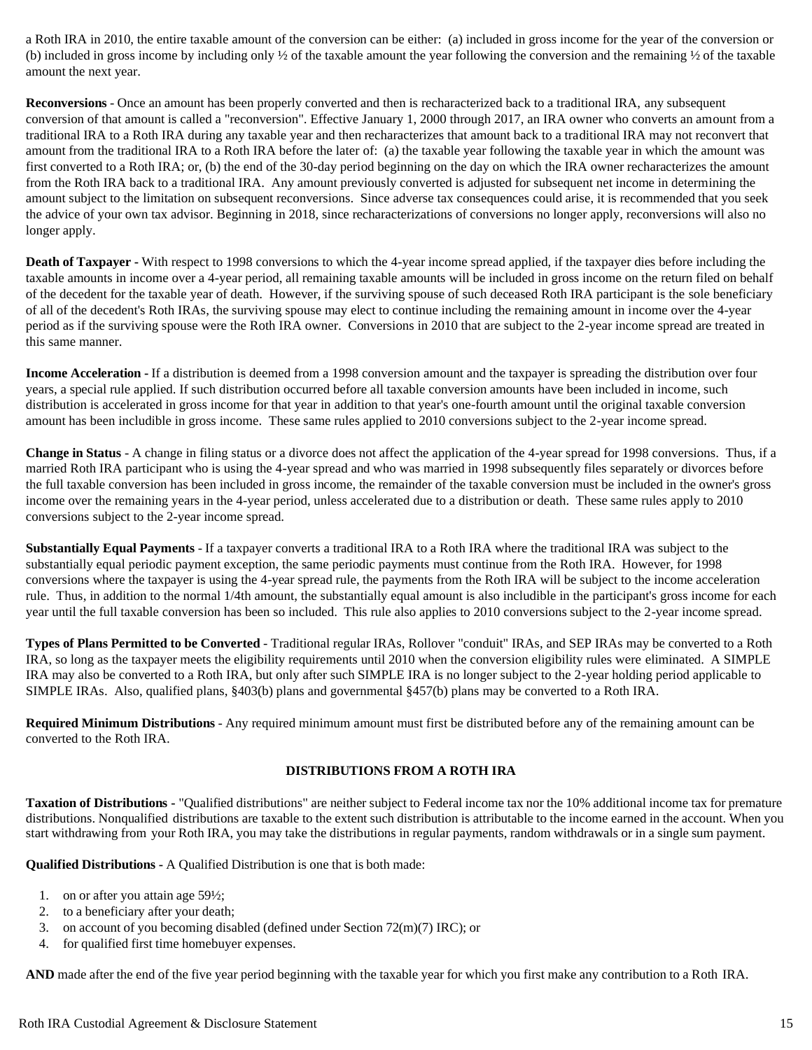a Roth IRA in 2010, the entire taxable amount of the conversion can be either: (a) included in gross income for the year of the conversion or (b) included in gross income by including only ½ of the taxable amount the year following the conversion and the remaining ½ of the taxable amount the next year.

**Reconversions** - Once an amount has been properly converted and then is recharacterized back to a traditional IRA, any subsequent conversion of that amount is called a "reconversion". Effective January 1, 2000 through 2017, an IRA owner who converts an amount from a traditional IRA to a Roth IRA during any taxable year and then recharacterizes that amount back to a traditional IRA may not reconvert that amount from the traditional IRA to a Roth IRA before the later of: (a) the taxable year following the taxable year in which the amount was first converted to a Roth IRA; or, (b) the end of the 30-day period beginning on the day on which the IRA owner recharacterizes the amount from the Roth IRA back to a traditional IRA. Any amount previously converted is adjusted for subsequent net income in determining the amount subject to the limitation on subsequent reconversions. Since adverse tax consequences could arise, it is recommended that you seek the advice of your own tax advisor. Beginning in 2018, since recharacterizations of conversions no longer apply, reconversions will also no longer apply.

**Death of Taxpayer -** With respect to 1998 conversions to which the 4-year income spread applied, if the taxpayer dies before including the taxable amounts in income over a 4-year period, all remaining taxable amounts will be included in gross income on the return filed on behalf of the decedent for the taxable year of death. However, if the surviving spouse of such deceased Roth IRA participant is the sole beneficiary of all of the decedent's Roth IRAs, the surviving spouse may elect to continue including the remaining amount in income over the 4-year period as if the surviving spouse were the Roth IRA owner. Conversions in 2010 that are subject to the 2-year income spread are treated in this same manner.

**Income Acceleration -** If a distribution is deemed from a 1998 conversion amount and the taxpayer is spreading the distribution over four years, a special rule applied. If such distribution occurred before all taxable conversion amounts have been included in income, such distribution is accelerated in gross income for that year in addition to that year's one-fourth amount until the original taxable conversion amount has been includible in gross income. These same rules applied to 2010 conversions subject to the 2-year income spread.

**Change in Status** - A change in filing status or a divorce does not affect the application of the 4-year spread for 1998 conversions. Thus, if a married Roth IRA participant who is using the 4-year spread and who was married in 1998 subsequently files separately or divorces before the full taxable conversion has been included in gross income, the remainder of the taxable conversion must be included in the owner's gross income over the remaining years in the 4-year period, unless accelerated due to a distribution or death. These same rules apply to 2010 conversions subject to the 2-year income spread.

**Substantially Equal Payments** - If a taxpayer converts a traditional IRA to a Roth IRA where the traditional IRA was subject to the substantially equal periodic payment exception, the same periodic payments must continue from the Roth IRA. However, for 1998 conversions where the taxpayer is using the 4-year spread rule, the payments from the Roth IRA will be subject to the income acceleration rule. Thus, in addition to the normal 1/4th amount, the substantially equal amount is also includible in the participant's gross income for each year until the full taxable conversion has been so included. This rule also applies to 2010 conversions subject to the 2-year income spread.

**Types of Plans Permitted to be Converted** - Traditional regular IRAs, Rollover "conduit" IRAs, and SEP IRAs may be converted to a Roth IRA, so long as the taxpayer meets the eligibility requirements until 2010 when the conversion eligibility rules were eliminated. A SIMPLE IRA may also be converted to a Roth IRA, but only after such SIMPLE IRA is no longer subject to the 2-year holding period applicable to SIMPLE IRAs. Also, qualified plans, §403(b) plans and governmental §457(b) plans may be converted to a Roth IRA.

**Required Minimum Distributions** - Any required minimum amount must first be distributed before any of the remaining amount can be converted to the Roth IRA.

## DISTRIBUTIONS FROM A ROTH IRA

**Taxation of Distributions -** "Qualified distributions" are neither subject to Federal income tax nor the 10% additional income tax for premature distributions. Nonqualified distributions are taxable to the extent such distribution is attributable to the income earned in the account. When you start withdrawing from your Roth IRA, you may take the distributions in regular payments, random withdrawals or in a single sum payment.

**Qualified Distributions -** A Qualified Distribution is one that is both made:

1. on or after you attain age 59½;
2. to a beneficiary after your death;
3. on account of you becoming disabled (defined under Section 72(m)(7) IRC); or
4. for qualified first time homebuyer expenses.

**AND** made after the end of the five year period beginning with the taxable year for which you first make any contribution to a Roth IRA.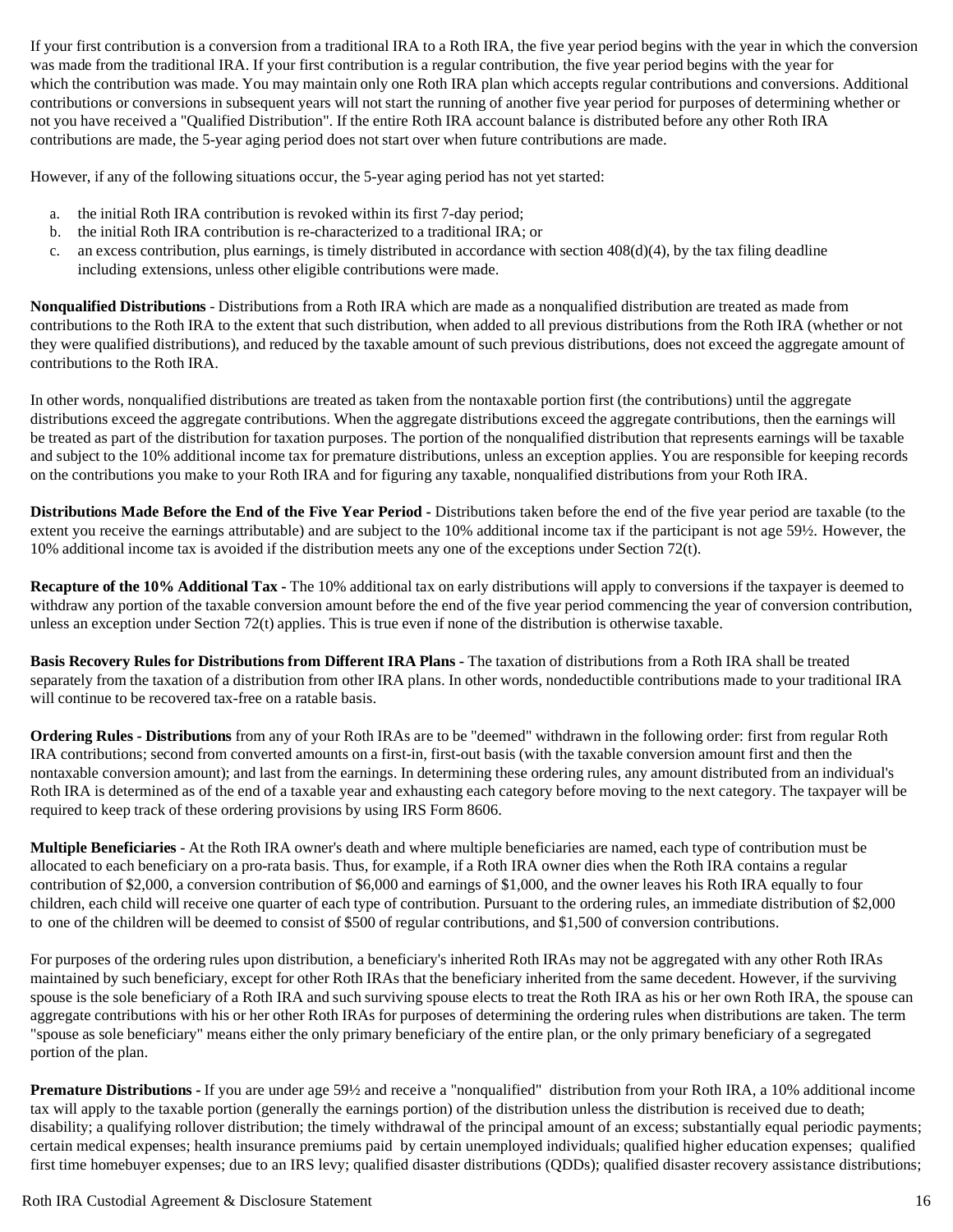If your first contribution is a conversion from a traditional IRA to a Roth IRA, the five year period begins with the year in which the conversion was made from the traditional IRA. If your first contribution is a regular contribution, the five year period begins with the year for which the contribution was made. You may maintain only one Roth IRA plan which accepts regular contributions and conversions. Additional contributions or conversions in subsequent years will not start the running of another five year period for purposes of determining whether or not you have received a "Qualified Distribution". If the entire Roth IRA account balance is distributed before any other Roth IRA contributions are made, the 5-year aging period does not start over when future contributions are made.

However, if any of the following situations occur, the 5-year aging period has not yet started:

a. the initial Roth IRA contribution is revoked within its first 7-day period;
b. the initial Roth IRA contribution is re-characterized to a traditional IRA; or
c. an excess contribution, plus earnings, is timely distributed in accordance with section 408(d)(4), by the tax filing deadline including extensions, unless other eligible contributions were made.

**Nonqualified Distributions** - Distributions from a Roth IRA which are made as a nonqualified distribution are treated as made from contributions to the Roth IRA to the extent that such distribution, when added to all previous distributions from the Roth IRA (whether or not they were qualified distributions), and reduced by the taxable amount of such previous distributions, does not exceed the aggregate amount of contributions to the Roth IRA.

In other words, nonqualified distributions are treated as taken from the nontaxable portion first (the contributions) until the aggregate distributions exceed the aggregate contributions. When the aggregate distributions exceed the aggregate contributions, then the earnings will be treated as part of the distribution for taxation purposes. The portion of the nonqualified distribution that represents earnings will be taxable and subject to the 10% additional income tax for premature distributions, unless an exception applies. You are responsible for keeping records on the contributions you make to your Roth IRA and for figuring any taxable, nonqualified distributions from your Roth IRA.

**Distributions Made Before the End of the Five Year Period -** Distributions taken before the end of the five year period are taxable (to the extent you receive the earnings attributable) and are subject to the 10% additional income tax if the participant is not age 59½. However, the 10% additional income tax is avoided if the distribution meets any one of the exceptions under Section 72(t).

**Recapture of the 10% Additional Tax -** The 10% additional tax on early distributions will apply to conversions if the taxpayer is deemed to withdraw any portion of the taxable conversion amount before the end of the five year period commencing the year of conversion contribution, unless an exception under Section 72(t) applies. This is true even if none of the distribution is otherwise taxable.

**Basis Recovery Rules for Distributions from Different IRA Plans -** The taxation of distributions from a Roth IRA shall be treated separately from the taxation of a distribution from other IRA plans. In other words, nondeductible contributions made to your traditional IRA will continue to be recovered tax-free on a ratable basis.

**Ordering Rules - Distributions** from any of your Roth IRAs are to be "deemed" withdrawn in the following order: first from regular Roth IRA contributions; second from converted amounts on a first-in, first-out basis (with the taxable conversion amount first and then the nontaxable conversion amount); and last from the earnings. In determining these ordering rules, any amount distributed from an individual's Roth IRA is determined as of the end of a taxable year and exhausting each category before moving to the next category. The taxpayer will be required to keep track of these ordering provisions by using IRS Form 8606.

**Multiple Beneficiaries** - At the Roth IRA owner's death and where multiple beneficiaries are named, each type of contribution must be allocated to each beneficiary on a pro-rata basis. Thus, for example, if a Roth IRA owner dies when the Roth IRA contains a regular contribution of $2,000, a conversion contribution of $6,000 and earnings of $1,000, and the owner leaves his Roth IRA equally to four children, each child will receive one quarter of each type of contribution. Pursuant to the ordering rules, an immediate distribution of $2,000 to one of the children will be deemed to consist of $500 of regular contributions, and $1,500 of conversion contributions.

For purposes of the ordering rules upon distribution, a beneficiary's inherited Roth IRAs may not be aggregated with any other Roth IRAs maintained by such beneficiary, except for other Roth IRAs that the beneficiary inherited from the same decedent. However, if the surviving spouse is the sole beneficiary of a Roth IRA and such surviving spouse elects to treat the Roth IRA as his or her own Roth IRA, the spouse can aggregate contributions with his or her other Roth IRAs for purposes of determining the ordering rules when distributions are taken. The term "spouse as sole beneficiary" means either the only primary beneficiary of the entire plan, or the only primary beneficiary of a segregated portion of the plan.

**Premature Distributions -** If you are under age 59½ and receive a "nonqualified" distribution from your Roth IRA, a 10% additional income tax will apply to the taxable portion (generally the earnings portion) of the distribution unless the distribution is received due to death; disability; a qualifying rollover distribution; the timely withdrawal of the principal amount of an excess; substantially equal periodic payments; certain medical expenses; health insurance premiums paid by certain unemployed individuals; qualified higher education expenses; qualified first time homebuyer expenses; due to an IRS levy; qualified disaster distributions (QDDs); qualified disaster recovery assistance distributions;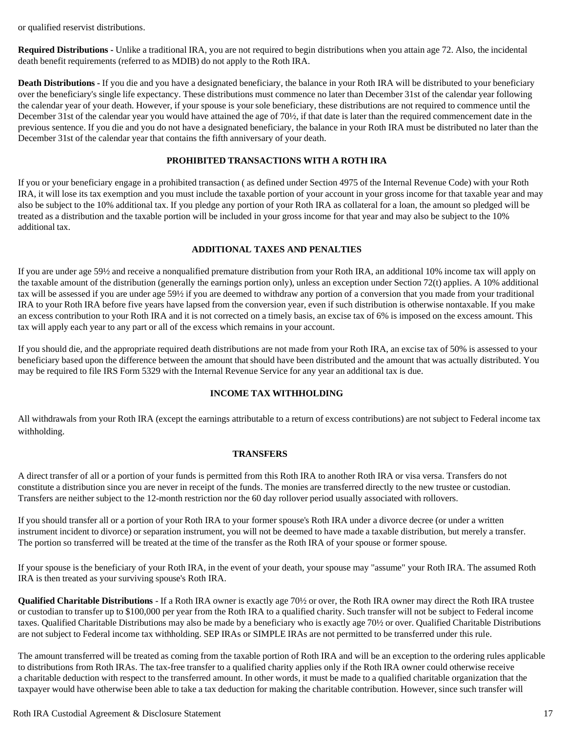or qualified reservist distributions.

**Required Distributions -** Unlike a traditional IRA, you are not required to begin distributions when you attain age 72. Also, the incidental death benefit requirements (referred to as MDIB) do not apply to the Roth IRA.

**Death Distributions -** If you die and you have a designated beneficiary, the balance in your Roth IRA will be distributed to your beneficiary over the beneficiary's single life expectancy. These distributions must commence no later than December 31st of the calendar year following the calendar year of your death. However, if your spouse is your sole beneficiary, these distributions are not required to commence until the December 31st of the calendar year you would have attained the age of 70½, if that date is later than the required commencement date in the previous sentence. If you die and you do not have a designated beneficiary, the balance in your Roth IRA must be distributed no later than the December 31st of the calendar year that contains the fifth anniversary of your death.

## PROHIBITED TRANSACTIONS WITH A ROTH IRA

If you or your beneficiary engage in a prohibited transaction ( as defined under Section 4975 of the Internal Revenue Code) with your Roth IRA, it will lose its tax exemption and you must include the taxable portion of your account in your gross income for that taxable year and may also be subject to the 10% additional tax. If you pledge any portion of your Roth IRA as collateral for a loan, the amount so pledged will be treated as a distribution and the taxable portion will be included in your gross income for that year and may also be subject to the 10% additional tax.

## ADDITIONAL TAXES AND PENALTIES

If you are under age 59½ and receive a nonqualified premature distribution from your Roth IRA, an additional 10% income tax will apply on the taxable amount of the distribution (generally the earnings portion only), unless an exception under Section 72(t) applies. A 10% additional tax will be assessed if you are under age 59½ if you are deemed to withdraw any portion of a conversion that you made from your traditional IRA to your Roth IRA before five years have lapsed from the conversion year, even if such distribution is otherwise nontaxable. If you make an excess contribution to your Roth IRA and it is not corrected on a timely basis, an excise tax of 6% is imposed on the excess amount. This tax will apply each year to any part or all of the excess which remains in your account.

If you should die, and the appropriate required death distributions are not made from your Roth IRA, an excise tax of 50% is assessed to your beneficiary based upon the difference between the amount that should have been distributed and the amount that was actually distributed. You may be required to file IRS Form 5329 with the Internal Revenue Service for any year an additional tax is due.

## INCOME TAX WITHHOLDING

All withdrawals from your Roth IRA (except the earnings attributable to a return of excess contributions) are not subject to Federal income tax withholding.

## TRANSFERS

A direct transfer of all or a portion of your funds is permitted from this Roth IRA to another Roth IRA or visa versa. Transfers do not constitute a distribution since you are never in receipt of the funds. The monies are transferred directly to the new trustee or custodian. Transfers are neither subject to the 12-month restriction nor the 60 day rollover period usually associated with rollovers.

If you should transfer all or a portion of your Roth IRA to your former spouse's Roth IRA under a divorce decree (or under a written instrument incident to divorce) or separation instrument, you will not be deemed to have made a taxable distribution, but merely a transfer. The portion so transferred will be treated at the time of the transfer as the Roth IRA of your spouse or former spouse.

If your spouse is the beneficiary of your Roth IRA, in the event of your death, your spouse may "assume" your Roth IRA. The assumed Roth IRA is then treated as your surviving spouse's Roth IRA.

**Qualified Charitable Distributions** - If a Roth IRA owner is exactly age 70½ or over, the Roth IRA owner may direct the Roth IRA trustee or custodian to transfer up to $100,000 per year from the Roth IRA to a qualified charity. Such transfer will not be subject to Federal income taxes. Qualified Charitable Distributions may also be made by a beneficiary who is exactly age 70½ or over. Qualified Charitable Distributions are not subject to Federal income tax withholding. SEP IRAs or SIMPLE IRAs are not permitted to be transferred under this rule.

The amount transferred will be treated as coming from the taxable portion of Roth IRA and will be an exception to the ordering rules applicable to distributions from Roth IRAs. The tax-free transfer to a qualified charity applies only if the Roth IRA owner could otherwise receive a charitable deduction with respect to the transferred amount. In other words, it must be made to a qualified charitable organization that the taxpayer would have otherwise been able to take a tax deduction for making the charitable contribution. However, since such transfer will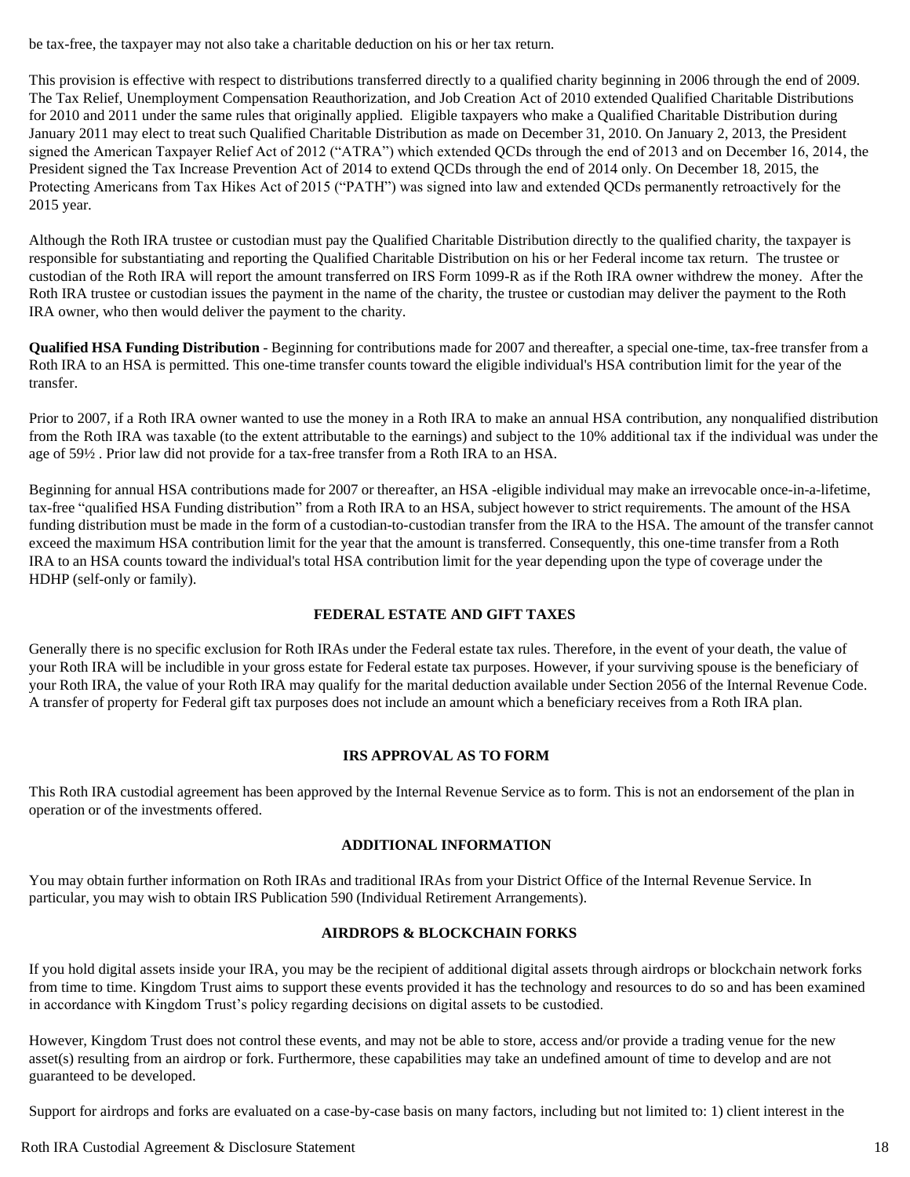be tax-free, the taxpayer may not also take a charitable deduction on his or her tax return.

This provision is effective with respect to distributions transferred directly to a qualified charity beginning in 2006 through the end of 2009. The Tax Relief, Unemployment Compensation Reauthorization, and Job Creation Act of 2010 extended Qualified Charitable Distributions for 2010 and 2011 under the same rules that originally applied. Eligible taxpayers who make a Qualified Charitable Distribution during January 2011 may elect to treat such Qualified Charitable Distribution as made on December 31, 2010. On January 2, 2013, the President signed the American Taxpayer Relief Act of 2012 ("ATRA") which extended QCDs through the end of 2013 and on December 16, 2014, the President signed the Tax Increase Prevention Act of 2014 to extend QCDs through the end of 2014 only. On December 18, 2015, the Protecting Americans from Tax Hikes Act of 2015 ("PATH") was signed into law and extended QCDs permanently retroactively for the 2015 year.

Although the Roth IRA trustee or custodian must pay the Qualified Charitable Distribution directly to the qualified charity, the taxpayer is responsible for substantiating and reporting the Qualified Charitable Distribution on his or her Federal income tax return. The trustee or custodian of the Roth IRA will report the amount transferred on IRS Form 1099-R as if the Roth IRA owner withdrew the money. After the Roth IRA trustee or custodian issues the payment in the name of the charity, the trustee or custodian may deliver the payment to the Roth IRA owner, who then would deliver the payment to the charity.

**Qualified HSA Funding Distribution** - Beginning for contributions made for 2007 and thereafter, a special one-time, tax-free transfer from a Roth IRA to an HSA is permitted. This one-time transfer counts toward the eligible individual's HSA contribution limit for the year of the transfer.

Prior to 2007, if a Roth IRA owner wanted to use the money in a Roth IRA to make an annual HSA contribution, any nonqualified distribution from the Roth IRA was taxable (to the extent attributable to the earnings) and subject to the 10% additional tax if the individual was under the age of 59½ . Prior law did not provide for a tax-free transfer from a Roth IRA to an HSA.

Beginning for annual HSA contributions made for 2007 or thereafter, an HSA -eligible individual may make an irrevocable once-in-a-lifetime, tax-free "qualified HSA Funding distribution" from a Roth IRA to an HSA, subject however to strict requirements. The amount of the HSA funding distribution must be made in the form of a custodian-to-custodian transfer from the IRA to the HSA. The amount of the transfer cannot exceed the maximum HSA contribution limit for the year that the amount is transferred. Consequently, this one-time transfer from a Roth IRA to an HSA counts toward the individual's total HSA contribution limit for the year depending upon the type of coverage under the HDHP (self-only or family).

## FEDERAL ESTATE AND GIFT TAXES

Generally there is no specific exclusion for Roth IRAs under the Federal estate tax rules. Therefore, in the event of your death, the value of your Roth IRA will be includible in your gross estate for Federal estate tax purposes. However, if your surviving spouse is the beneficiary of your Roth IRA, the value of your Roth IRA may qualify for the marital deduction available under Section 2056 of the Internal Revenue Code. A transfer of property for Federal gift tax purposes does not include an amount which a beneficiary receives from a Roth IRA plan.

## IRS APPROVAL AS TO FORM

This Roth IRA custodial agreement has been approved by the Internal Revenue Service as to form. This is not an endorsement of the plan in operation or of the investments offered.

## ADDITIONAL INFORMATION

You may obtain further information on Roth IRAs and traditional IRAs from your District Office of the Internal Revenue Service. In particular, you may wish to obtain IRS Publication 590 (Individual Retirement Arrangements).

## AIRDROPS & BLOCKCHAIN FORKS

If you hold digital assets inside your IRA, you may be the recipient of additional digital assets through airdrops or blockchain network forks from time to time. Kingdom Trust aims to support these events provided it has the technology and resources to do so and has been examined in accordance with Kingdom Trust's policy regarding decisions on digital assets to be custodied.

However, Kingdom Trust does not control these events, and may not be able to store, access and/or provide a trading venue for the new asset(s) resulting from an airdrop or fork. Furthermore, these capabilities may take an undefined amount of time to develop and are not guaranteed to be developed.

Support for airdrops and forks are evaluated on a case-by-case basis on many factors, including but not limited to: 1) client interest in the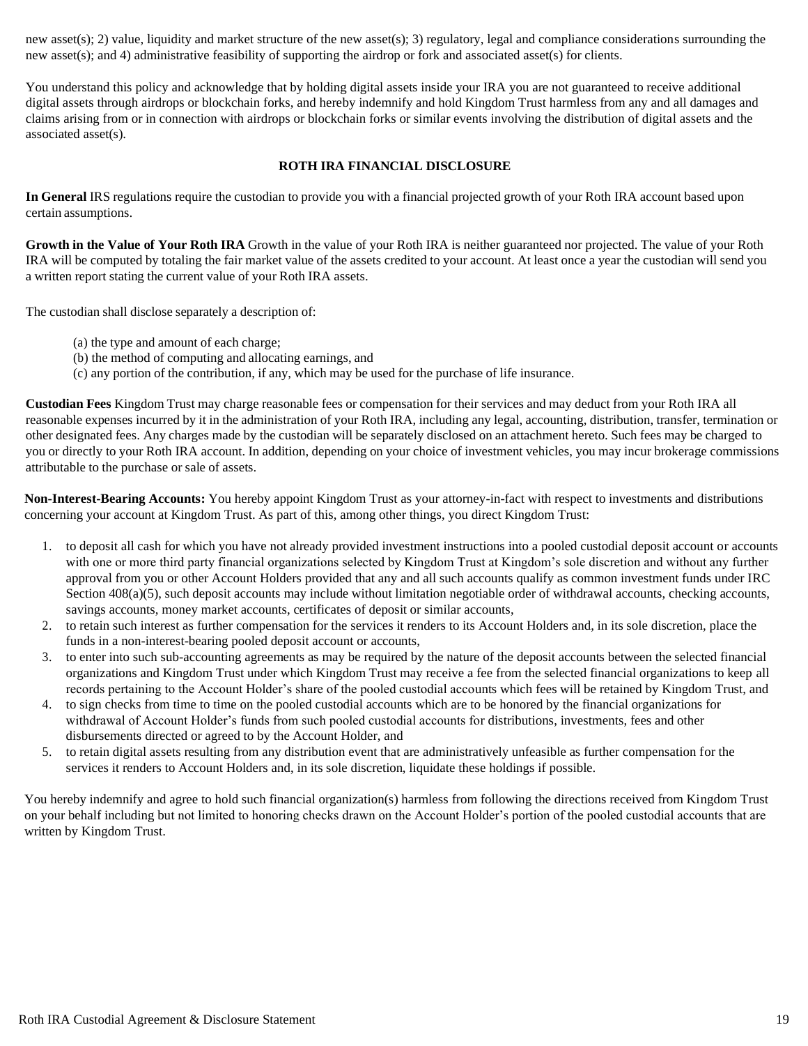new asset(s); 2) value, liquidity and market structure of the new asset(s); 3) regulatory, legal and compliance considerations surrounding the new asset(s); and 4) administrative feasibility of supporting the airdrop or fork and associated asset(s) for clients.

You understand this policy and acknowledge that by holding digital assets inside your IRA you are not guaranteed to receive additional digital assets through airdrops or blockchain forks, and hereby indemnify and hold Kingdom Trust harmless from any and all damages and claims arising from or in connection with airdrops or blockchain forks or similar events involving the distribution of digital assets and the associated asset(s).

## ROTH IRA FINANCIAL DISCLOSURE

**In General** IRS regulations require the custodian to provide you with a financial projected growth of your Roth IRA account based upon certain assumptions.

**Growth in the Value of Your Roth IRA** Growth in the value of your Roth IRA is neither guaranteed nor projected. The value of your Roth IRA will be computed by totaling the fair market value of the assets credited to your account. At least once a year the custodian will send you a written report stating the current value of your Roth IRA assets.

The custodian shall disclose separately a description of:

(a) the type and amount of each charge;
(b) the method of computing and allocating earnings, and
(c) any portion of the contribution, if any, which may be used for the purchase of life insurance.

**Custodian Fees** Kingdom Trust may charge reasonable fees or compensation for their services and may deduct from your Roth IRA all reasonable expenses incurred by it in the administration of your Roth IRA, including any legal, accounting, distribution, transfer, termination or other designated fees. Any charges made by the custodian will be separately disclosed on an attachment hereto. Such fees may be charged to you or directly to your Roth IRA account. In addition, depending on your choice of investment vehicles, you may incur brokerage commissions attributable to the purchase or sale of assets.

**Non-Interest-Bearing Accounts:** You hereby appoint Kingdom Trust as your attorney-in-fact with respect to investments and distributions concerning your account at Kingdom Trust. As part of this, among other things, you direct Kingdom Trust:

1. to deposit all cash for which you have not already provided investment instructions into a pooled custodial deposit account or accounts with one or more third party financial organizations selected by Kingdom Trust at Kingdom's sole discretion and without any further approval from you or other Account Holders provided that any and all such accounts qualify as common investment funds under IRC Section 408(a)(5), such deposit accounts may include without limitation negotiable order of withdrawal accounts, checking accounts, savings accounts, money market accounts, certificates of deposit or similar accounts,
2. to retain such interest as further compensation for the services it renders to its Account Holders and, in its sole discretion, place the funds in a non-interest-bearing pooled deposit account or accounts,
3. to enter into such sub-accounting agreements as may be required by the nature of the deposit accounts between the selected financial organizations and Kingdom Trust under which Kingdom Trust may receive a fee from the selected financial organizations to keep all records pertaining to the Account Holder's share of the pooled custodial accounts which fees will be retained by Kingdom Trust, and
4. to sign checks from time to time on the pooled custodial accounts which are to be honored by the financial organizations for withdrawal of Account Holder's funds from such pooled custodial accounts for distributions, investments, fees and other disbursements directed or agreed to by the Account Holder, and
5. to retain digital assets resulting from any distribution event that are administratively unfeasible as further compensation for the services it renders to Account Holders and, in its sole discretion, liquidate these holdings if possible.

You hereby indemnify and agree to hold such financial organization(s) harmless from following the directions received from Kingdom Trust on your behalf including but not limited to honoring checks drawn on the Account Holder's portion of the pooled custodial accounts that are written by Kingdom Trust.